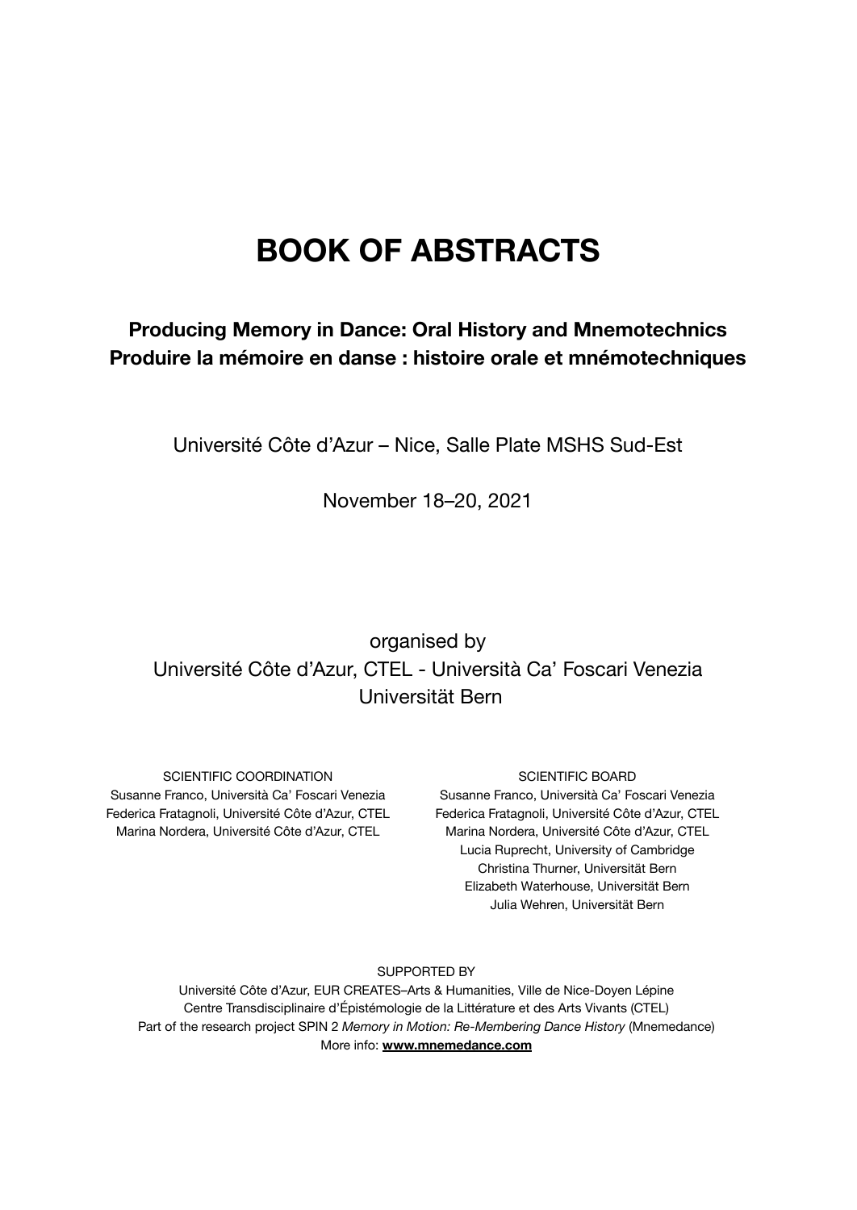# BOOK OF ABSTRACTS

## Producing Memory in Dance: Oral History and Mnemotechnics
## Produire la mémoire en danse : histoire orale et mnémotechniques

Université Côte d'Azur – Nice, Salle Plate MSHS Sud-Est

November 18–20, 2021

organised by
Université Côte d'Azur, CTEL - Università Ca' Foscari Venezia
Universität Bern

SCIENTIFIC COORDINATION
Susanne Franco, Università Ca' Foscari Venezia
Federica Fratagnoli, Université Côte d'Azur, CTEL
Marina Nordera, Université Côte d'Azur, CTEL

SCIENTIFIC BOARD
Susanne Franco, Università Ca' Foscari Venezia
Federica Fratagnoli, Université Côte d'Azur, CTEL
Marina Nordera, Université Côte d'Azur, CTEL
Lucia Ruprecht, University of Cambridge
Christina Thurner, Universität Bern
Elizabeth Waterhouse, Universität Bern
Julia Wehren, Universität Bern

SUPPORTED BY
Université Côte d'Azur, EUR CREATES–Arts & Humanities, Ville de Nice-Doyen Lépine
Centre Transdisciplinaire d'Épistémologie de la Littérature et des Arts Vivants (CTEL)
Part of the research project SPIN 2 *Memory in Motion: Re-Membering Dance History* (Mnemedance)
More info: **www.mnemedance.com**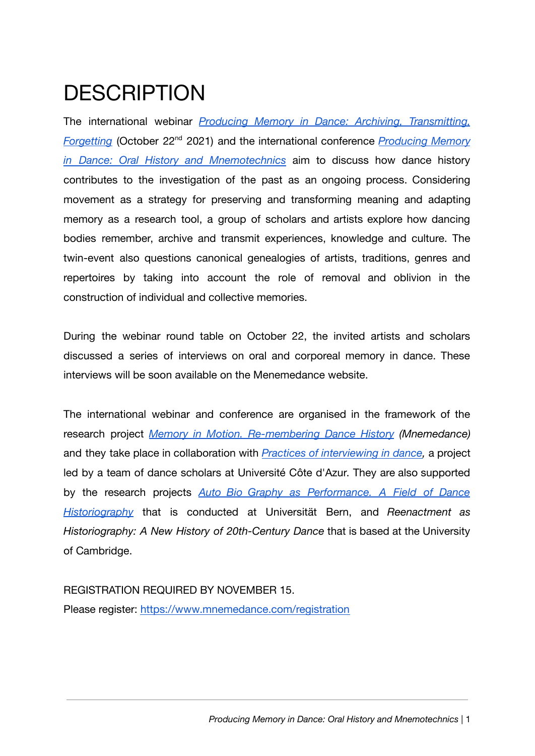# DESCRIPTION

The international webinar *Producing Memory in Dance: Archiving, Transmitting, Forgetting* (October 22nd 2021) and the international conference *Producing Memory in Dance: Oral History and Mnemotechnics* aim to discuss how dance history contributes to the investigation of the past as an ongoing process. Considering movement as a strategy for preserving and transforming meaning and adapting memory as a research tool, a group of scholars and artists explore how dancing bodies remember, archive and transmit experiences, knowledge and culture. The twin-event also questions canonical genealogies of artists, traditions, genres and repertoires by taking into account the role of removal and oblivion in the construction of individual and collective memories.

During the webinar round table on October 22, the invited artists and scholars discussed a series of interviews on oral and corporeal memory in dance. These interviews will be soon available on the Menemedance website.

The international webinar and conference are organised in the framework of the research project *Memory in Motion. Re-membering Dance History (Mnemedance)* and they take place in collaboration with *Practices of interviewing in dance,* a project led by a team of dance scholars at Université Côte d'Azur. They are also supported by the research projects *Auto Bio Graphy as Performance. A Field of Dance Historiography* that is conducted at Universität Bern, and *Reenactment as Historiography: A New History of 20th-Century Dance* that is based at the University of Cambridge.

REGISTRATION REQUIRED BY NOVEMBER 15.
Please register: https://www.mnemedance.com/registration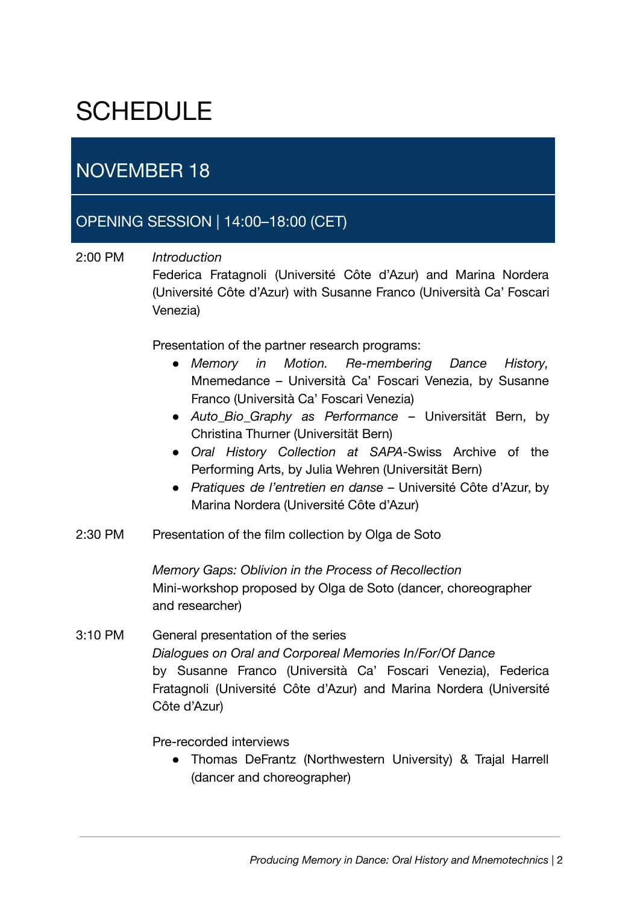# SCHEDULE

## NOVEMBER 18

### OPENING SESSION | 14:00–18:00 (CET)

2:00 PM *Introduction*

Federica Fratagnoli (Université Côte d'Azur) and Marina Nordera (Université Côte d'Azur) with Susanne Franco (Università Ca' Foscari Venezia)

Presentation of the partner research programs:

- *Memory in Motion. Re-membering Dance History,* Mnemedance – Università Ca' Foscari Venezia, by Susanne Franco (Università Ca' Foscari Venezia)
- *Auto_Bio_Graphy as Performance* – Universität Bern, by Christina Thurner (Universität Bern)
- *Oral History Collection at SAPA*-Swiss Archive of the Performing Arts, by Julia Wehren (Universität Bern)
- *Pratiques de l'entretien en danse* – Université Côte d'Azur, by Marina Nordera (Université Côte d'Azur)

2:30 PM Presentation of the film collection by Olga de Soto

*Memory Gaps: Oblivion in the Process of Recollection*

Mini-workshop proposed by Olga de Soto (dancer, choreographer and researcher)

3:10 PM General presentation of the series

*Dialogues on Oral and Corporeal Memories In/For/Of Dance*

by Susanne Franco (Università Ca' Foscari Venezia), Federica Fratagnoli (Université Côte d'Azur) and Marina Nordera (Université Côte d'Azur)

Pre-recorded interviews

- Thomas DeFrantz (Northwestern University) & Trajal Harrell (dancer and choreographer)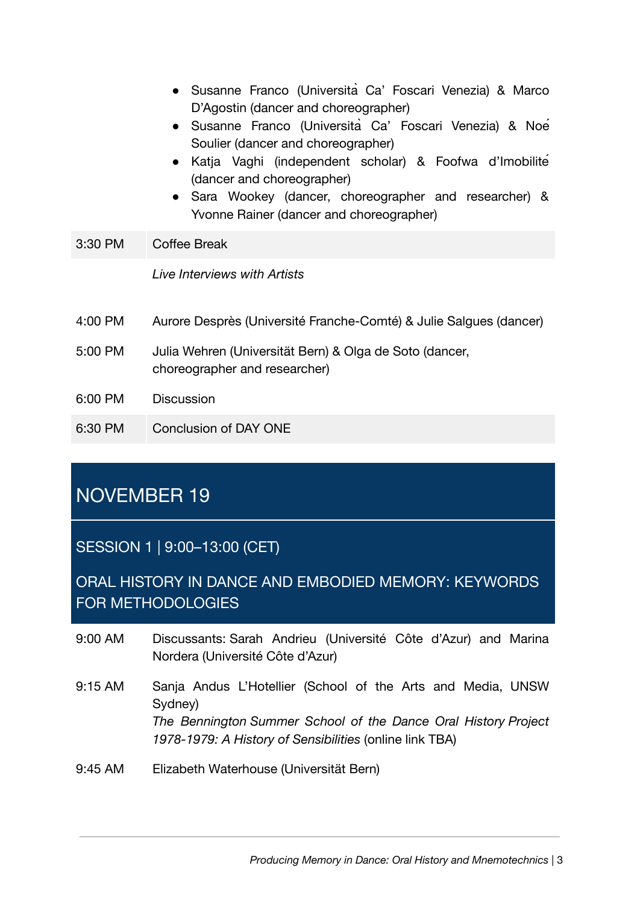- Susanne Franco (Università Ca' Foscari Venezia) & Marco D'Agostin (dancer and choreographer)
- Susanne Franco (Università Ca' Foscari Venezia) & Noé Soulier (dancer and choreographer)
- Katja Vaghi (independent scholar) & Foofwa d'Imobilité (dancer and choreographer)
- Sara Wookey (dancer, choreographer and researcher) & Yvonne Rainer (dancer and choreographer)

| | |
|---|---|
| 3:30 PM | Coffee Break |
| | *Live Interviews with Artists* |
| 4:00 PM | Aurore Desprès (Université Franche-Comté) & Julie Salgues (dancer) |
| 5:00 PM | Julia Wehren (Universität Bern) & Olga de Soto (dancer, choreographer and researcher) |
| 6:00 PM | Discussion |
| 6:30 PM | Conclusion of DAY ONE |

## NOVEMBER 19

### SESSION 1 | 9:00–13:00 (CET)

### ORAL HISTORY IN DANCE AND EMBODIED MEMORY: KEYWORDS FOR METHODOLOGIES

| | |
|---|---|
| 9:00 AM | Discussants: Sarah Andrieu (Université Côte d'Azur) and Marina Nordera (Université Côte d'Azur) |
| 9:15 AM | Sanja Andus L'Hotellier (School of the Arts and Media, UNSW Sydney)<br>*The Bennington Summer School of the Dance Oral History Project 1978-1979: A History of Sensibilities* (online link TBA) |
| 9:45 AM | Elizabeth Waterhouse (Universität Bern) |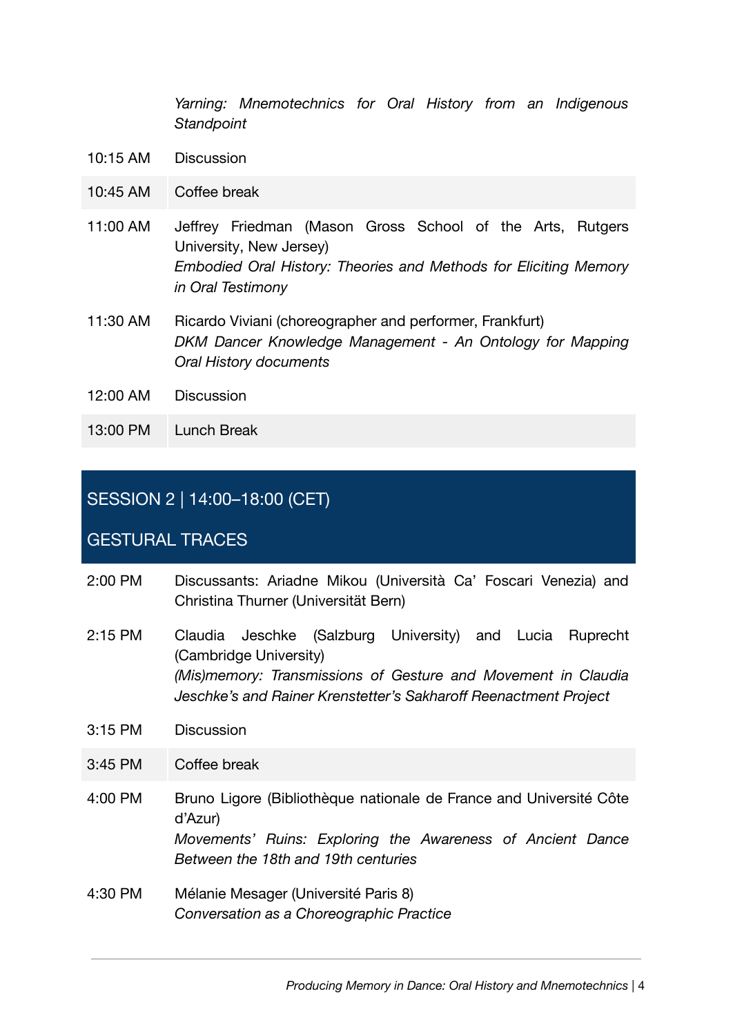|  | *Yarning: Mnemotechnics for Oral History from an Indigenous Standpoint* |
|---|---|
| 10:15 AM | Discussion |
| 10:45 AM | Coffee break |
| 11:00 AM | Jeffrey Friedman (Mason Gross School of the Arts, Rutgers University, New Jersey)<br>*Embodied Oral History: Theories and Methods for Eliciting Memory in Oral Testimony* |
| 11:30 AM | Ricardo Viviani (choreographer and performer, Frankfurt)<br>*DKM Dancer Knowledge Management - An Ontology for Mapping Oral History documents* |
| 12:00 AM | Discussion |
| 13:00 PM | Lunch Break |

## SESSION 2 | 14:00–18:00 (CET)

## GESTURAL TRACES

| | |
|---|---|
| 2:00 PM | Discussants: Ariadne Mikou (Università Ca' Foscari Venezia) and Christina Thurner (Universität Bern) |
| 2:15 PM | Claudia Jeschke (Salzburg University) and Lucia Ruprecht (Cambridge University)<br>*(Mis)memory: Transmissions of Gesture and Movement in Claudia Jeschke's and Rainer Krenstetter's Sakharoff Reenactment Project* |
| 3:15 PM | Discussion |
| 3:45 PM | Coffee break |
| 4:00 PM | Bruno Ligore (Bibliothèque nationale de France and Université Côte d'Azur)<br>*Movements' Ruins: Exploring the Awareness of Ancient Dance Between the 18th and 19th centuries* |
| 4:30 PM | Mélanie Mesager (Université Paris 8)<br>*Conversation as a Choreographic Practice* |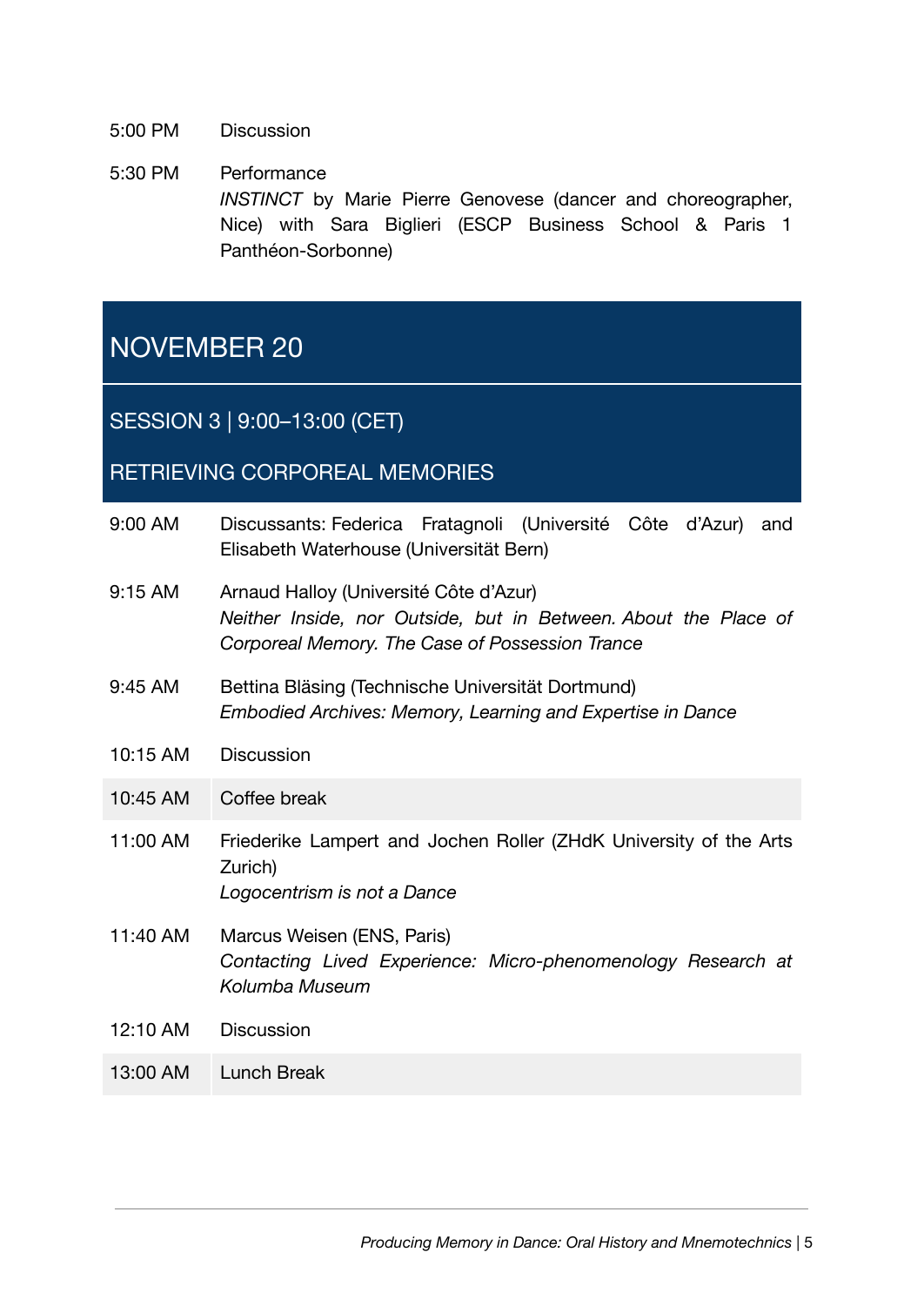5:00 PM Discussion

5:30 PM Performance
*INSTINCT* by Marie Pierre Genovese (dancer and choreographer, Nice) with Sara Biglieri (ESCP Business School & Paris 1 Panthéon-Sorbonne)

## NOVEMBER 20

### SESSION 3 | 9:00–13:00 (CET)

### RETRIEVING CORPOREAL MEMORIES

| | |
|---|---|
| 9:00 AM | Discussants: Federica Fratagnoli (Université Côte d'Azur) and Elisabeth Waterhouse (Universität Bern) |
| 9:15 AM | Arnaud Halloy (Université Côte d'Azur)<br>*Neither Inside, nor Outside, but in Between. About the Place of Corporeal Memory. The Case of Possession Trance* |
| 9:45 AM | Bettina Bläsing (Technische Universität Dortmund)<br>*Embodied Archives: Memory, Learning and Expertise in Dance* |
| 10:15 AM | Discussion |
| 10:45 AM | Coffee break |
| 11:00 AM | Friederike Lampert and Jochen Roller (ZHdK University of the Arts Zurich)<br>*Logocentrism is not a Dance* |
| 11:40 AM | Marcus Weisen (ENS, Paris)<br>*Contacting Lived Experience: Micro-phenomenology Research at Kolumba Museum* |
| 12:10 AM | Discussion |
| 13:00 AM | Lunch Break |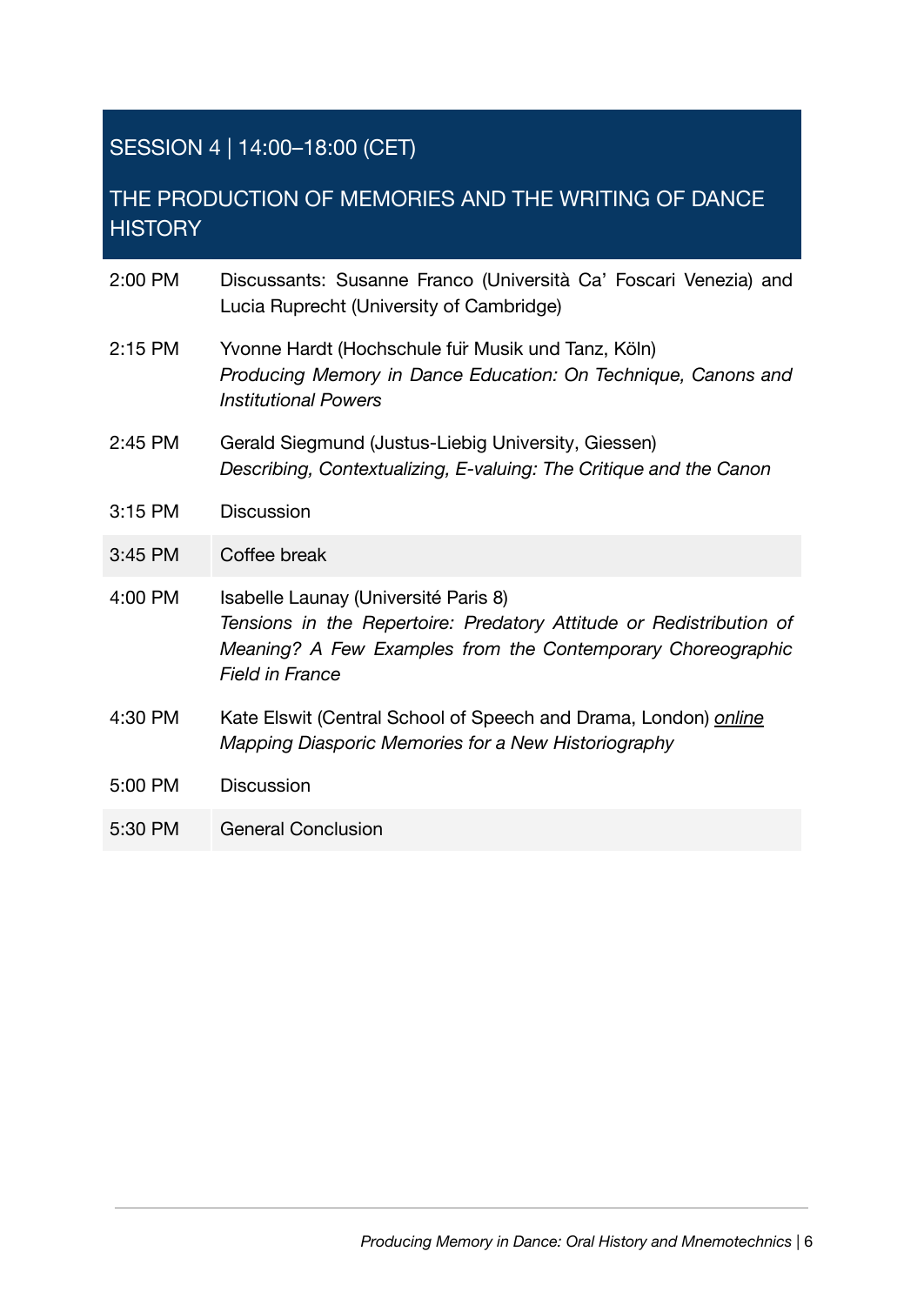## SESSION 4 | 14:00–18:00 (CET)

## THE PRODUCTION OF MEMORIES AND THE WRITING OF DANCE HISTORY

| | |
|---|---|
| 2:00 PM | Discussants: Susanne Franco (Università Ca' Foscari Venezia) and Lucia Ruprecht (University of Cambridge) |
| 2:15 PM | Yvonne Hardt (Hochschule für Musik und Tanz, Köln)<br>*Producing Memory in Dance Education: On Technique, Canons and Institutional Powers* |
| 2:45 PM | Gerald Siegmund (Justus-Liebig University, Giessen)<br>*Describing, Contextualizing, E-valuing: The Critique and the Canon* |
| 3:15 PM | Discussion |
| 3:45 PM | Coffee break |
| 4:00 PM | Isabelle Launay (Université Paris 8)<br>*Tensions in the Repertoire: Predatory Attitude or Redistribution of Meaning? A Few Examples from the Contemporary Choreographic Field in France* |
| 4:30 PM | Kate Elswit (Central School of Speech and Drama, London) ***online***<br>*Mapping Diasporic Memories for a New Historiography* |
| 5:00 PM | Discussion |
| 5:30 PM | General Conclusion |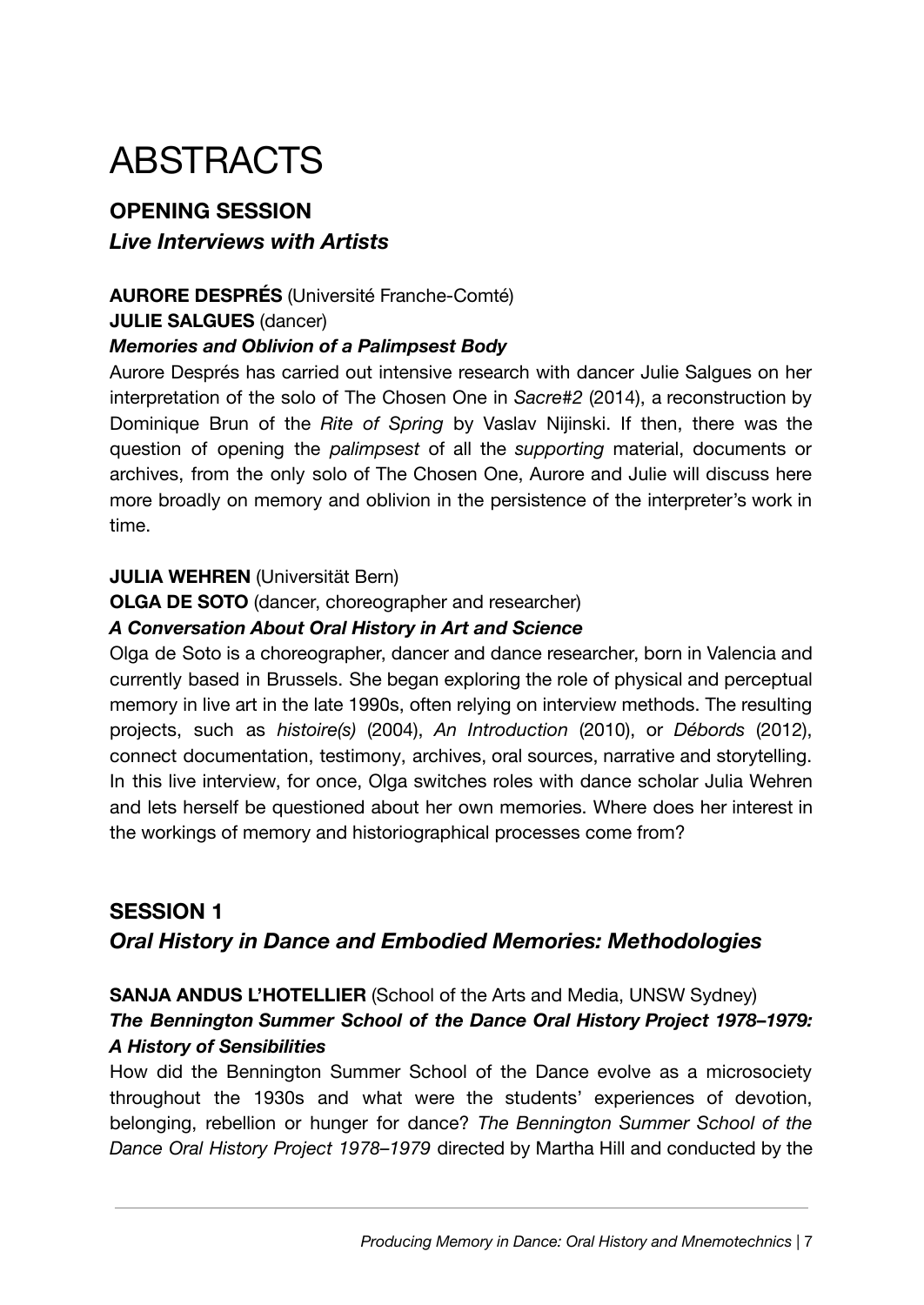# ABSTRACTS

## OPENING SESSION

### *Live Interviews with Artists*

**AURORE DESPRÉS** (Université Franche-Comté)
**JULIE SALGUES** (dancer)
***Memories and Oblivion of a Palimpsest Body***

Aurore Després has carried out intensive research with dancer Julie Salgues on her interpretation of the solo of The Chosen One in *Sacre#2* (2014), a reconstruction by Dominique Brun of the *Rite of Spring* by Vaslav Nijinski. If then, there was the question of opening the *palimpsest* of all the *supporting* material, documents or archives, from the only solo of The Chosen One, Aurore and Julie will discuss here more broadly on memory and oblivion in the persistence of the interpreter's work in time.

**JULIA WEHREN** (Universität Bern)
**OLGA DE SOTO** (dancer, choreographer and researcher)
***A Conversation About Oral History in Art and Science***

Olga de Soto is a choreographer, dancer and dance researcher, born in Valencia and currently based in Brussels. She began exploring the role of physical and perceptual memory in live art in the late 1990s, often relying on interview methods. The resulting projects, such as *histoire(s)* (2004), *An Introduction* (2010), or *Débords* (2012), connect documentation, testimony, archives, oral sources, narrative and storytelling. In this live interview, for once, Olga switches roles with dance scholar Julia Wehren and lets herself be questioned about her own memories. Where does her interest in the workings of memory and historiographical processes come from?

## SESSION 1

### *Oral History in Dance and Embodied Memories: Methodologies*

**SANJA ANDUS L'HOTELLIER** (School of the Arts and Media, UNSW Sydney)
***The Bennington Summer School of the Dance Oral History Project 1978–1979: A History of Sensibilities***

How did the Bennington Summer School of the Dance evolve as a microsociety throughout the 1930s and what were the students' experiences of devotion, belonging, rebellion or hunger for dance? *The Bennington Summer School of the Dance Oral History Project 1978–1979* directed by Martha Hill and conducted by the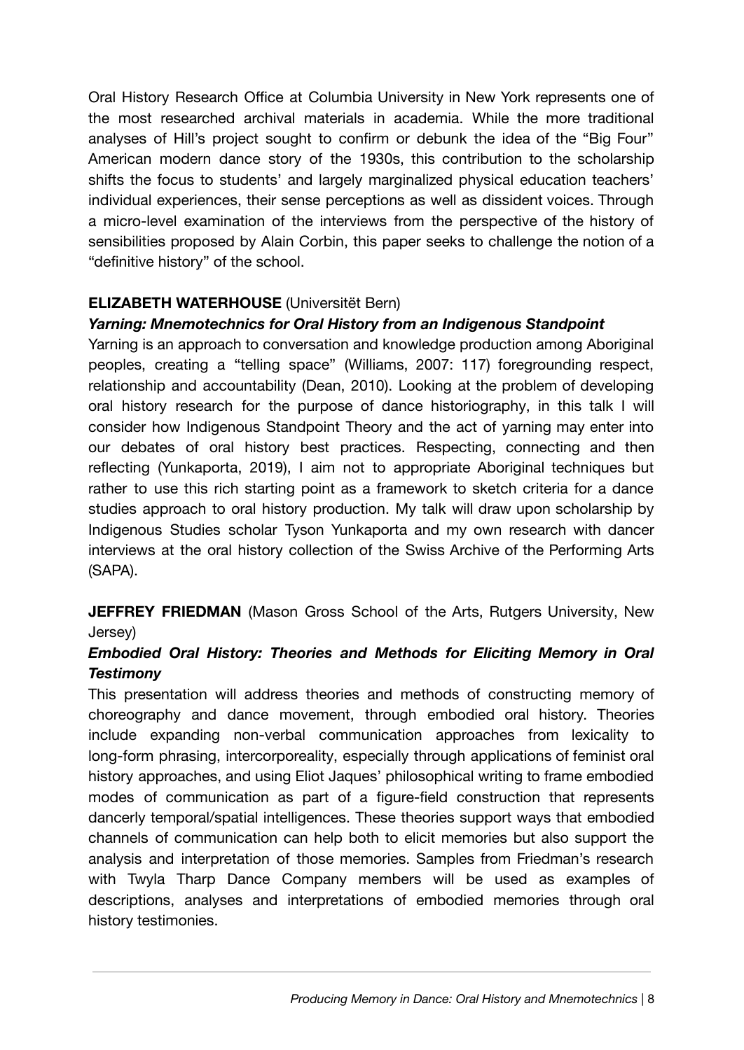Oral History Research Office at Columbia University in New York represents one of the most researched archival materials in academia. While the more traditional analyses of Hill's project sought to confirm or debunk the idea of the "Big Four" American modern dance story of the 1930s, this contribution to the scholarship shifts the focus to students' and largely marginalized physical education teachers' individual experiences, their sense perceptions as well as dissident voices. Through a micro-level examination of the interviews from the perspective of the history of sensibilities proposed by Alain Corbin, this paper seeks to challenge the notion of a "definitive history" of the school.

**ELIZABETH WATERHOUSE** (Universitët Bern)

***Yarning: Mnemotechnics for Oral History from an Indigenous Standpoint***

Yarning is an approach to conversation and knowledge production among Aboriginal peoples, creating a "telling space" (Williams, 2007: 117) foregrounding respect, relationship and accountability (Dean, 2010). Looking at the problem of developing oral history research for the purpose of dance historiography, in this talk I will consider how Indigenous Standpoint Theory and the act of yarning may enter into our debates of oral history best practices. Respecting, connecting and then reflecting (Yunkaporta, 2019), I aim not to appropriate Aboriginal techniques but rather to use this rich starting point as a framework to sketch criteria for a dance studies approach to oral history production. My talk will draw upon scholarship by Indigenous Studies scholar Tyson Yunkaporta and my own research with dancer interviews at the oral history collection of the Swiss Archive of the Performing Arts (SAPA).

**JEFFREY FRIEDMAN** (Mason Gross School of the Arts, Rutgers University, New Jersey)

***Embodied Oral History: Theories and Methods for Eliciting Memory in Oral Testimony***

This presentation will address theories and methods of constructing memory of choreography and dance movement, through embodied oral history. Theories include expanding non-verbal communication approaches from lexicality to long-form phrasing, intercorporeality, especially through applications of feminist oral history approaches, and using Eliot Jaques' philosophical writing to frame embodied modes of communication as part of a figure-field construction that represents dancerly temporal/spatial intelligences. These theories support ways that embodied channels of communication can help both to elicit memories but also support the analysis and interpretation of those memories. Samples from Friedman's research with Twyla Tharp Dance Company members will be used as examples of descriptions, analyses and interpretations of embodied memories through oral history testimonies.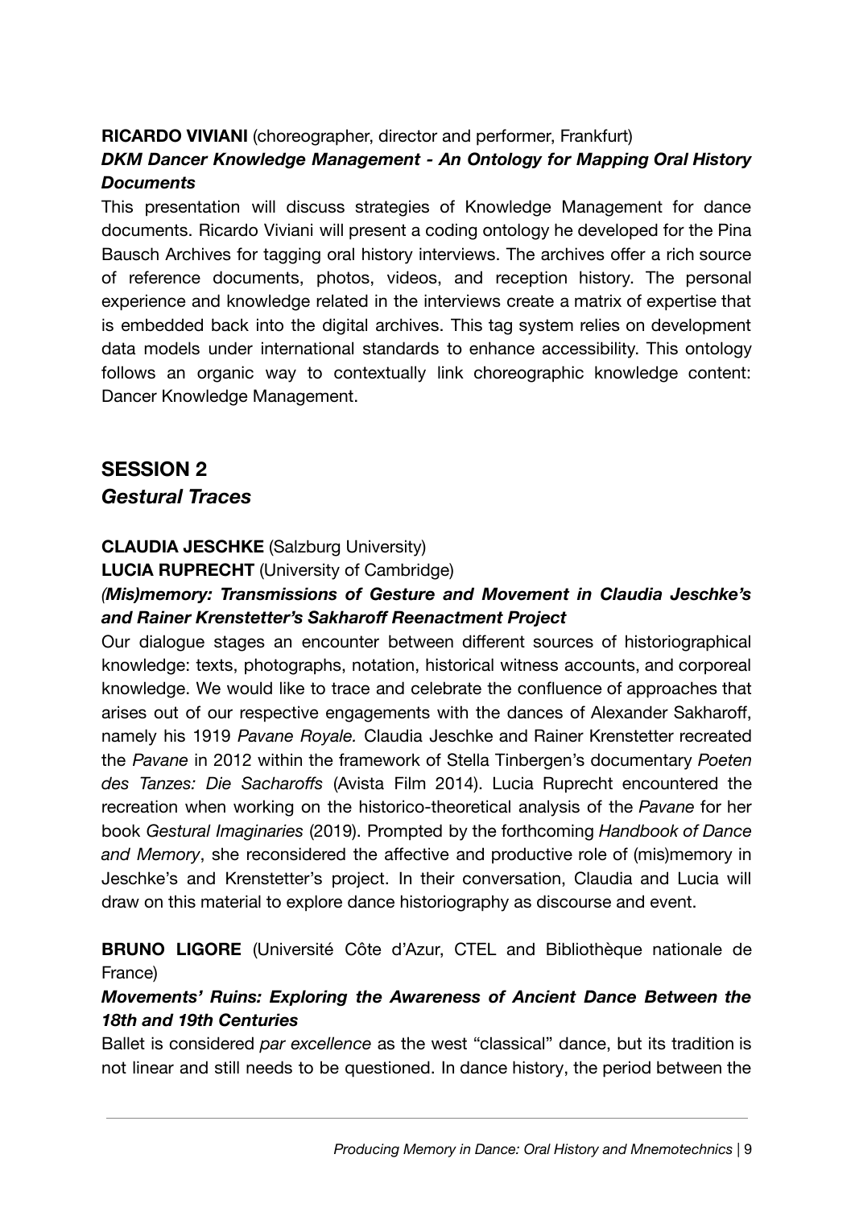**RICARDO VIVIANI** (choreographer, director and performer, Frankfurt)

***DKM Dancer Knowledge Management - An Ontology for Mapping Oral History Documents***

This presentation will discuss strategies of Knowledge Management for dance documents. Ricardo Viviani will present a coding ontology he developed for the Pina Bausch Archives for tagging oral history interviews. The archives offer a rich source of reference documents, photos, videos, and reception history. The personal experience and knowledge related in the interviews create a matrix of expertise that is embedded back into the digital archives. This tag system relies on development data models under international standards to enhance accessibility. This ontology follows an organic way to contextually link choreographic knowledge content: Dancer Knowledge Management.

## SESSION 2
### *Gestural Traces*

**CLAUDIA JESCHKE** (Salzburg University)

**LUCIA RUPRECHT** (University of Cambridge)

***(Mis)memory: Transmissions of Gesture and Movement in Claudia Jeschke's and Rainer Krenstetter's Sakharoff Reenactment Project***

Our dialogue stages an encounter between different sources of historiographical knowledge: texts, photographs, notation, historical witness accounts, and corporeal knowledge. We would like to trace and celebrate the confluence of approaches that arises out of our respective engagements with the dances of Alexander Sakharoff, namely his 1919 *Pavane Royale.* Claudia Jeschke and Rainer Krenstetter recreated the *Pavane* in 2012 within the framework of Stella Tinbergen's documentary *Poeten des Tanzes: Die Sacharoffs* (Avista Film 2014). Lucia Ruprecht encountered the recreation when working on the historico-theoretical analysis of the *Pavane* for her book *Gestural Imaginaries* (2019). Prompted by the forthcoming *Handbook of Dance and Memory*, she reconsidered the affective and productive role of (mis)memory in Jeschke's and Krenstetter's project. In their conversation, Claudia and Lucia will draw on this material to explore dance historiography as discourse and event.

**BRUNO LIGORE** (Université Côte d'Azur, CTEL and Bibliothèque nationale de France)

***Movements' Ruins: Exploring the Awareness of Ancient Dance Between the 18th and 19th Centuries***

Ballet is considered *par excellence* as the west "classical" dance, but its tradition is not linear and still needs to be questioned. In dance history, the period between the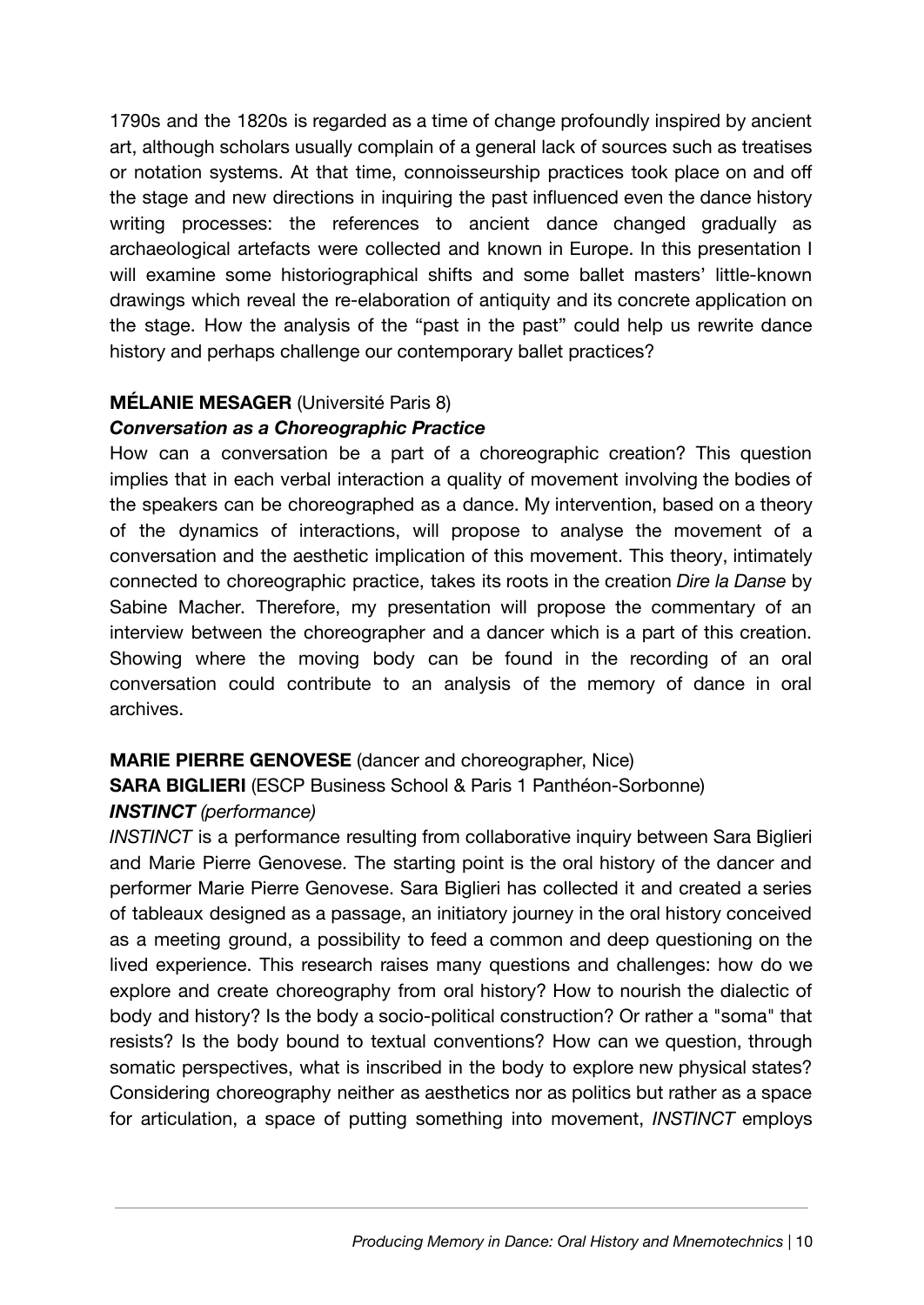1790s and the 1820s is regarded as a time of change profoundly inspired by ancient art, although scholars usually complain of a general lack of sources such as treatises or notation systems. At that time, connoisseurship practices took place on and off the stage and new directions in inquiring the past influenced even the dance history writing processes: the references to ancient dance changed gradually as archaeological artefacts were collected and known in Europe. In this presentation I will examine some historiographical shifts and some ballet masters' little-known drawings which reveal the re-elaboration of antiquity and its concrete application on the stage. How the analysis of the "past in the past" could help us rewrite dance history and perhaps challenge our contemporary ballet practices?

**MÉLANIE MESAGER** (Université Paris 8)
***Conversation as a Choreographic Practice***

How can a conversation be a part of a choreographic creation? This question implies that in each verbal interaction a quality of movement involving the bodies of the speakers can be choreographed as a dance. My intervention, based on a theory of the dynamics of interactions, will propose to analyse the movement of a conversation and the aesthetic implication of this movement. This theory, intimately connected to choreographic practice, takes its roots in the creation *Dire la Danse* by Sabine Macher. Therefore, my presentation will propose the commentary of an interview between the choreographer and a dancer which is a part of this creation. Showing where the moving body can be found in the recording of an oral conversation could contribute to an analysis of the memory of dance in oral archives.

**MARIE PIERRE GENOVESE** (dancer and choreographer, Nice)
**SARA BIGLIERI** (ESCP Business School & Paris 1 Panthéon-Sorbonne)
***INSTINCT** (performance)*

*INSTINCT* is a performance resulting from collaborative inquiry between Sara Biglieri and Marie Pierre Genovese. The starting point is the oral history of the dancer and performer Marie Pierre Genovese. Sara Biglieri has collected it and created a series of tableaux designed as a passage, an initiatory journey in the oral history conceived as a meeting ground, a possibility to feed a common and deep questioning on the lived experience. This research raises many questions and challenges: how do we explore and create choreography from oral history? How to nourish the dialectic of body and history? Is the body a socio-political construction? Or rather a "soma" that resists? Is the body bound to textual conventions? How can we question, through somatic perspectives, what is inscribed in the body to explore new physical states? Considering choreography neither as aesthetics nor as politics but rather as a space for articulation, a space of putting something into movement, *INSTINCT* employs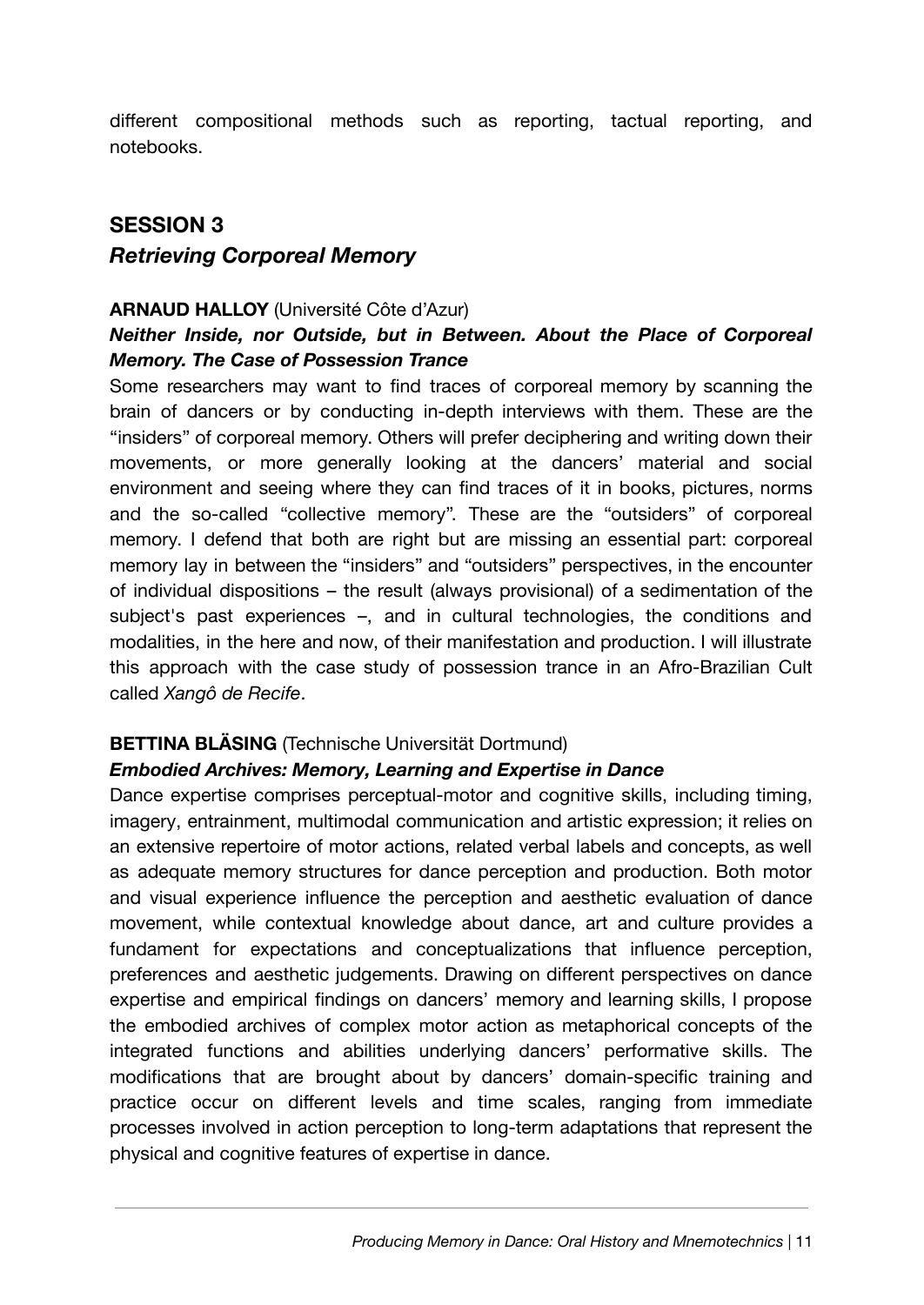different compositional methods such as reporting, tactual reporting, and notebooks.

## SESSION 3

## *Retrieving Corporeal Memory*

**ARNAUD HALLOY** (Université Côte d'Azur)

***Neither Inside, nor Outside, but in Between. About the Place of Corporeal Memory. The Case of Possession Trance***

Some researchers may want to find traces of corporeal memory by scanning the brain of dancers or by conducting in-depth interviews with them. These are the "insiders" of corporeal memory. Others will prefer deciphering and writing down their movements, or more generally looking at the dancers' material and social environment and seeing where they can find traces of it in books, pictures, norms and the so-called "collective memory". These are the "outsiders" of corporeal memory. I defend that both are right but are missing an essential part: corporeal memory lay in between the "insiders" and "outsiders" perspectives, in the encounter of individual dispositions – the result (always provisional) of a sedimentation of the subject's past experiences –, and in cultural technologies, the conditions and modalities, in the here and now, of their manifestation and production. I will illustrate this approach with the case study of possession trance in an Afro-Brazilian Cult called *Xangô de Recife*.

**BETTINA BLÄSING** (Technische Universität Dortmund)

***Embodied Archives: Memory, Learning and Expertise in Dance***

Dance expertise comprises perceptual-motor and cognitive skills, including timing, imagery, entrainment, multimodal communication and artistic expression; it relies on an extensive repertoire of motor actions, related verbal labels and concepts, as well as adequate memory structures for dance perception and production. Both motor and visual experience influence the perception and aesthetic evaluation of dance movement, while contextual knowledge about dance, art and culture provides a fundament for expectations and conceptualizations that influence perception, preferences and aesthetic judgements. Drawing on different perspectives on dance expertise and empirical findings on dancers' memory and learning skills, I propose the embodied archives of complex motor action as metaphorical concepts of the integrated functions and abilities underlying dancers' performative skills. The modifications that are brought about by dancers' domain-specific training and practice occur on different levels and time scales, ranging from immediate processes involved in action perception to long-term adaptations that represent the physical and cognitive features of expertise in dance.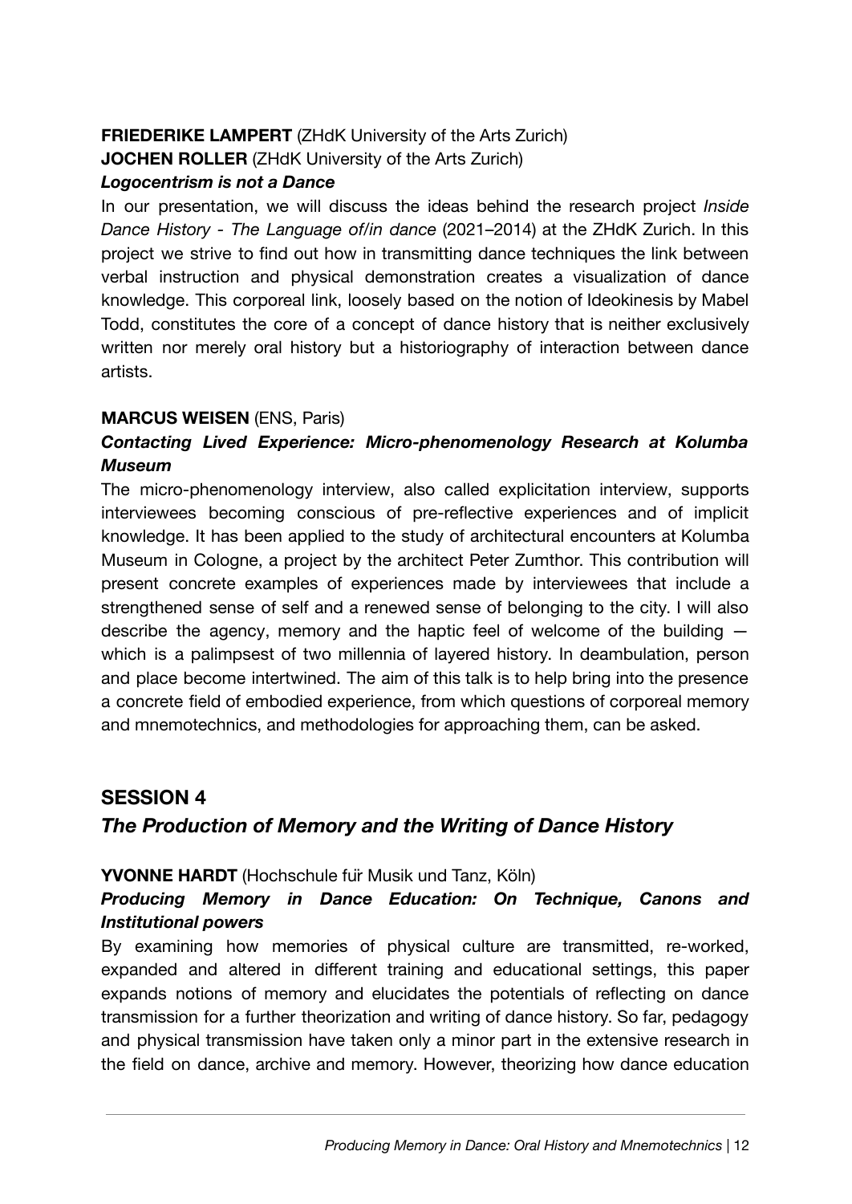**FRIEDERIKE LAMPERT** (ZHdK University of the Arts Zurich)
**JOCHEN ROLLER** (ZHdK University of the Arts Zurich)
***Logocentrism is not a Dance***

In our presentation, we will discuss the ideas behind the research project *Inside Dance History - The Language of/in dance* (2021–2014) at the ZHdK Zurich. In this project we strive to find out how in transmitting dance techniques the link between verbal instruction and physical demonstration creates a visualization of dance knowledge. This corporeal link, loosely based on the notion of Ideokinesis by Mabel Todd, constitutes the core of a concept of dance history that is neither exclusively written nor merely oral history but a historiography of interaction between dance artists.

**MARCUS WEISEN** (ENS, Paris)
***Contacting Lived Experience: Micro-phenomenology Research at Kolumba Museum***

The micro-phenomenology interview, also called explicitation interview, supports interviewees becoming conscious of pre-reflective experiences and of implicit knowledge. It has been applied to the study of architectural encounters at Kolumba Museum in Cologne, a project by the architect Peter Zumthor. This contribution will present concrete examples of experiences made by interviewees that include a strengthened sense of self and a renewed sense of belonging to the city. I will also describe the agency, memory and the haptic feel of welcome of the building — which is a palimpsest of two millennia of layered history. In deambulation, person and place become intertwined. The aim of this talk is to help bring into the presence a concrete field of embodied experience, from which questions of corporeal memory and mnemotechnics, and methodologies for approaching them, can be asked.

## SESSION 4

## *The Production of Memory and the Writing of Dance History*

**YVONNE HARDT** (Hochschule für Musik und Tanz, Köln)
***Producing Memory in Dance Education: On Technique, Canons and Institutional powers***

By examining how memories of physical culture are transmitted, re-worked, expanded and altered in different training and educational settings, this paper expands notions of memory and elucidates the potentials of reflecting on dance transmission for a further theorization and writing of dance history. So far, pedagogy and physical transmission have taken only a minor part in the extensive research in the field on dance, archive and memory. However, theorizing how dance education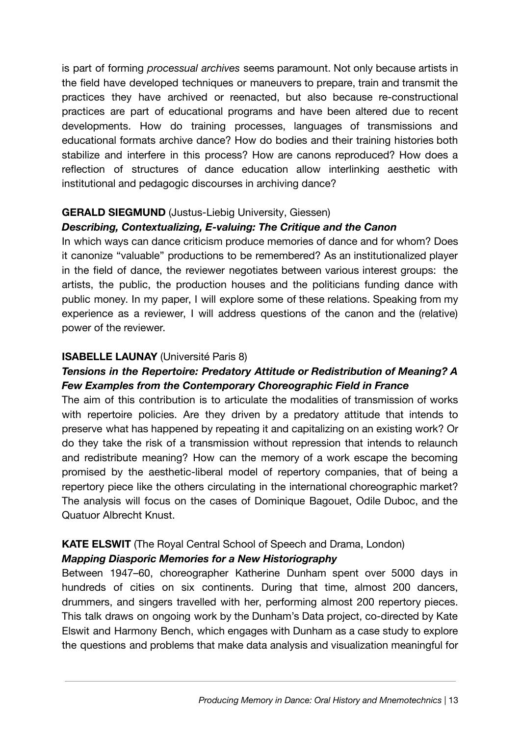is part of forming *processual archives* seems paramount. Not only because artists in the field have developed techniques or maneuvers to prepare, train and transmit the practices they have archived or reenacted, but also because re-constructional practices are part of educational programs and have been altered due to recent developments. How do training processes, languages of transmissions and educational formats archive dance? How do bodies and their training histories both stabilize and interfere in this process? How are canons reproduced? How does a reflection of structures of dance education allow interlinking aesthetic with institutional and pedagogic discourses in archiving dance?

**GERALD SIEGMUND** (Justus-Liebig University, Giessen)

***Describing, Contextualizing, E-valuing: The Critique and the Canon***

In which ways can dance criticism produce memories of dance and for whom? Does it canonize "valuable" productions to be remembered? As an institutionalized player in the field of dance, the reviewer negotiates between various interest groups: the artists, the public, the production houses and the politicians funding dance with public money. In my paper, I will explore some of these relations. Speaking from my experience as a reviewer, I will address questions of the canon and the (relative) power of the reviewer.

**ISABELLE LAUNAY** (Université Paris 8)

***Tensions in the Repertoire: Predatory Attitude or Redistribution of Meaning? A Few Examples from the Contemporary Choreographic Field in France***

The aim of this contribution is to articulate the modalities of transmission of works with repertoire policies. Are they driven by a predatory attitude that intends to preserve what has happened by repeating it and capitalizing on an existing work? Or do they take the risk of a transmission without repression that intends to relaunch and redistribute meaning? How can the memory of a work escape the becoming promised by the aesthetic-liberal model of repertory companies, that of being a repertory piece like the others circulating in the international choreographic market? The analysis will focus on the cases of Dominique Bagouet, Odile Duboc, and the Quatuor Albrecht Knust.

**KATE ELSWIT** (The Royal Central School of Speech and Drama, London)

***Mapping Diasporic Memories for a New Historiography***

Between 1947–60, choreographer Katherine Dunham spent over 5000 days in hundreds of cities on six continents. During that time, almost 200 dancers, drummers, and singers travelled with her, performing almost 200 repertory pieces. This talk draws on ongoing work by the Dunham's Data project, co-directed by Kate Elswit and Harmony Bench, which engages with Dunham as a case study to explore the questions and problems that make data analysis and visualization meaningful for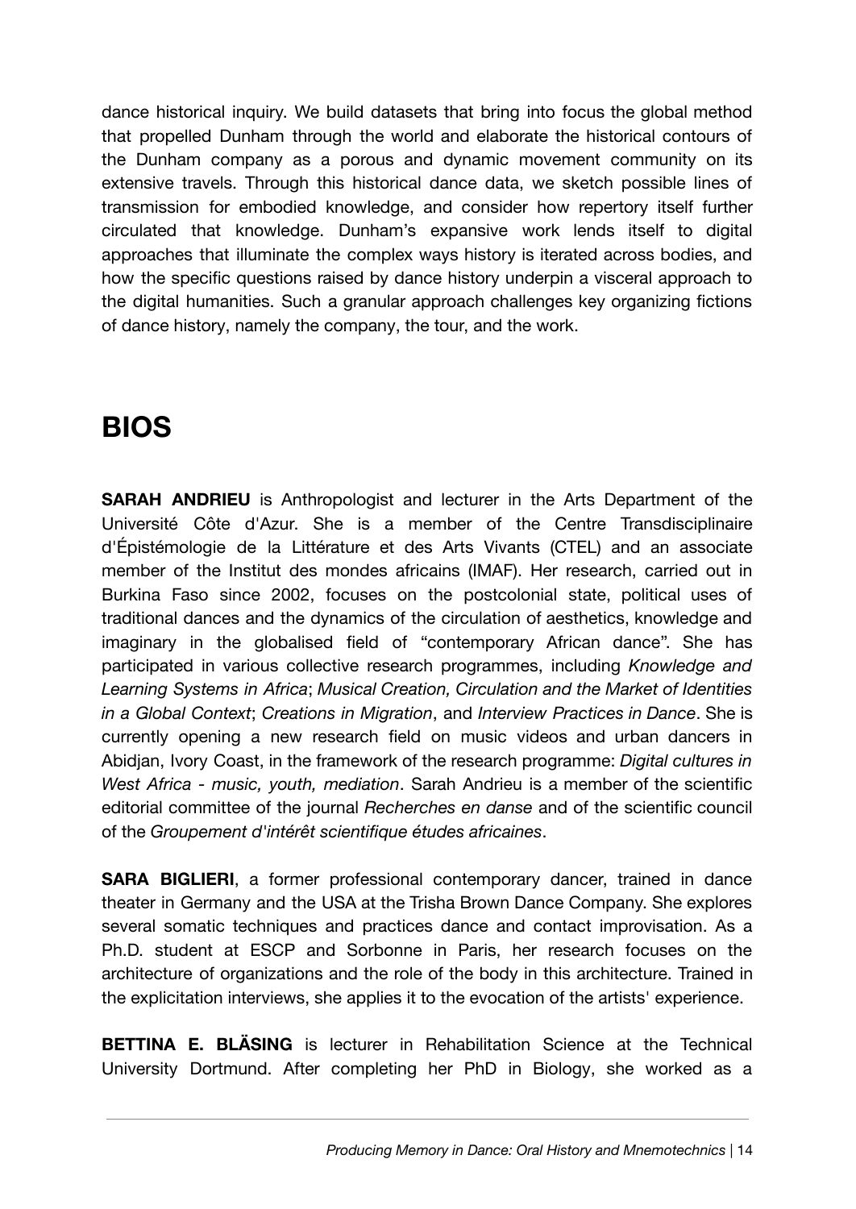dance historical inquiry. We build datasets that bring into focus the global method that propelled Dunham through the world and elaborate the historical contours of the Dunham company as a porous and dynamic movement community on its extensive travels. Through this historical dance data, we sketch possible lines of transmission for embodied knowledge, and consider how repertory itself further circulated that knowledge. Dunham's expansive work lends itself to digital approaches that illuminate the complex ways history is iterated across bodies, and how the specific questions raised by dance history underpin a visceral approach to the digital humanities. Such a granular approach challenges key organizing fictions of dance history, namely the company, the tour, and the work.

# BIOS

**SARAH ANDRIEU** is Anthropologist and lecturer in the Arts Department of the Université Côte d'Azur. She is a member of the Centre Transdisciplinaire d'Épistémologie de la Littérature et des Arts Vivants (CTEL) and an associate member of the Institut des mondes africains (IMAF). Her research, carried out in Burkina Faso since 2002, focuses on the postcolonial state, political uses of traditional dances and the dynamics of the circulation of aesthetics, knowledge and imaginary in the globalised field of "contemporary African dance". She has participated in various collective research programmes, including *Knowledge and Learning Systems in Africa*; *Musical Creation, Circulation and the Market of Identities in a Global Context*; *Creations in Migration*, and *Interview Practices in Dance*. She is currently opening a new research field on music videos and urban dancers in Abidjan, Ivory Coast, in the framework of the research programme: *Digital cultures in West Africa - music, youth, mediation*. Sarah Andrieu is a member of the scientific editorial committee of the journal *Recherches en danse* and of the scientific council of the *Groupement d'intérêt scientifique études africaines*.

**SARA BIGLIERI**, a former professional contemporary dancer, trained in dance theater in Germany and the USA at the Trisha Brown Dance Company. She explores several somatic techniques and practices dance and contact improvisation. As a Ph.D. student at ESCP and Sorbonne in Paris, her research focuses on the architecture of organizations and the role of the body in this architecture. Trained in the explicitation interviews, she applies it to the evocation of the artists' experience.

**BETTINA E. BLÄSING** is lecturer in Rehabilitation Science at the Technical University Dortmund. After completing her PhD in Biology, she worked as a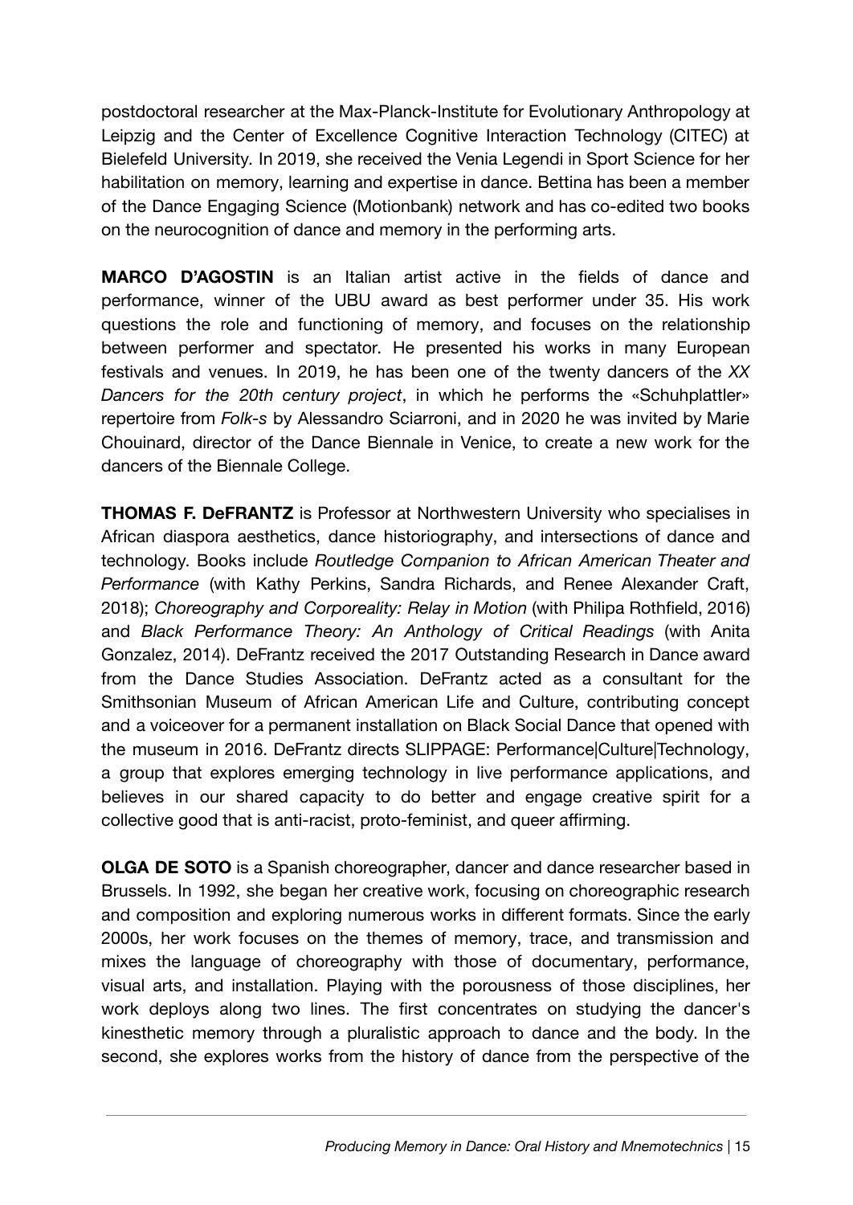postdoctoral researcher at the Max-Planck-Institute for Evolutionary Anthropology at Leipzig and the Center of Excellence Cognitive Interaction Technology (CITEC) at Bielefeld University. In 2019, she received the Venia Legendi in Sport Science for her habilitation on memory, learning and expertise in dance. Bettina has been a member of the Dance Engaging Science (Motionbank) network and has co-edited two books on the neurocognition of dance and memory in the performing arts.

**MARCO D'AGOSTIN** is an Italian artist active in the fields of dance and performance, winner of the UBU award as best performer under 35. His work questions the role and functioning of memory, and focuses on the relationship between performer and spectator. He presented his works in many European festivals and venues. In 2019, he has been one of the twenty dancers of the *XX Dancers for the 20th century project*, in which he performs the «Schuhplattler» repertoire from *Folk-s* by Alessandro Sciarroni, and in 2020 he was invited by Marie Chouinard, director of the Dance Biennale in Venice, to create a new work for the dancers of the Biennale College.

**THOMAS F. DeFRANTZ** is Professor at Northwestern University who specialises in African diaspora aesthetics, dance historiography, and intersections of dance and technology. Books include *Routledge Companion to African American Theater and Performance* (with Kathy Perkins, Sandra Richards, and Renee Alexander Craft, 2018); *Choreography and Corporeality: Relay in Motion* (with Philipa Rothfield, 2016) and *Black Performance Theory: An Anthology of Critical Readings* (with Anita Gonzalez, 2014). DeFrantz received the 2017 Outstanding Research in Dance award from the Dance Studies Association. DeFrantz acted as a consultant for the Smithsonian Museum of African American Life and Culture, contributing concept and a voiceover for a permanent installation on Black Social Dance that opened with the museum in 2016. DeFrantz directs SLIPPAGE: Performance|Culture|Technology, a group that explores emerging technology in live performance applications, and believes in our shared capacity to do better and engage creative spirit for a collective good that is anti-racist, proto-feminist, and queer affirming.

**OLGA DE SOTO** is a Spanish choreographer, dancer and dance researcher based in Brussels. In 1992, she began her creative work, focusing on choreographic research and composition and exploring numerous works in different formats. Since the early 2000s, her work focuses on the themes of memory, trace, and transmission and mixes the language of choreography with those of documentary, performance, visual arts, and installation. Playing with the porousness of those disciplines, her work deploys along two lines. The first concentrates on studying the dancer's kinesthetic memory through a pluralistic approach to dance and the body. In the second, she explores works from the history of dance from the perspective of the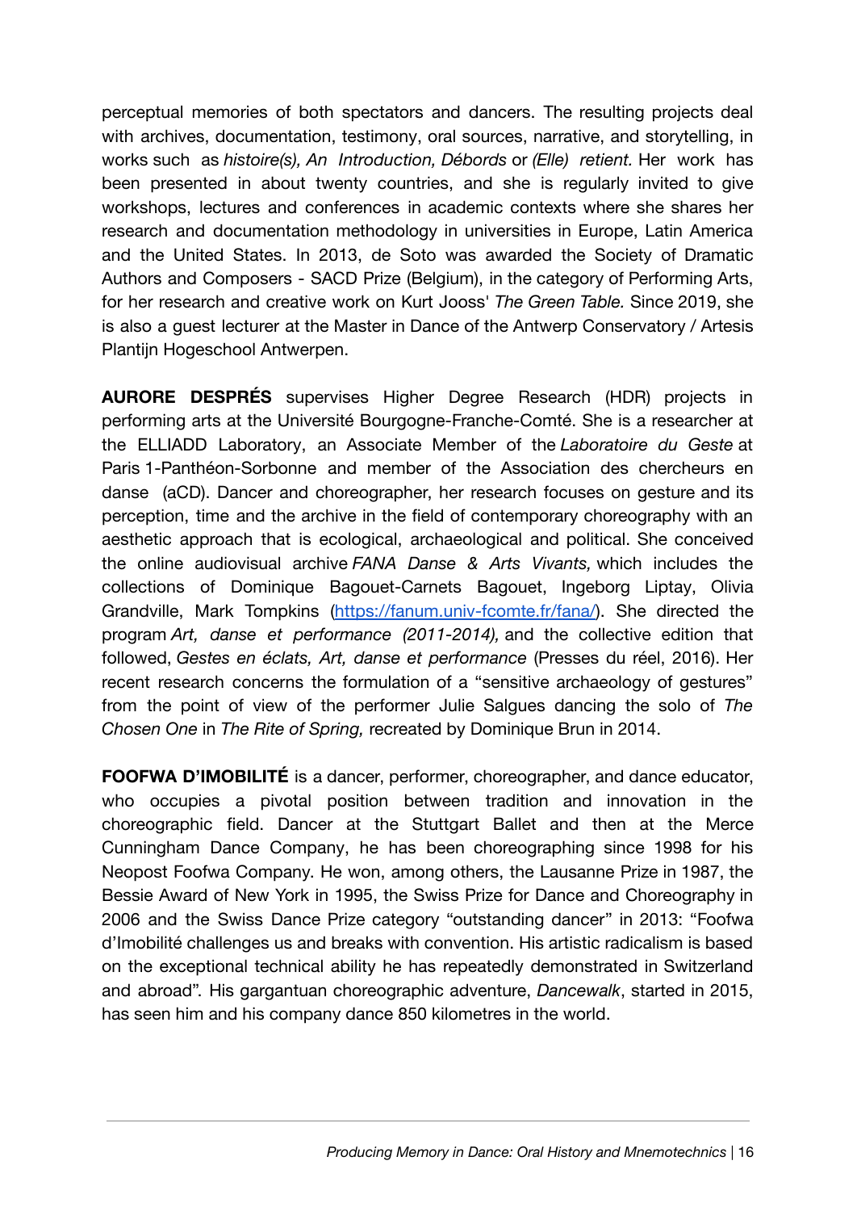perceptual memories of both spectators and dancers. The resulting projects deal with archives, documentation, testimony, oral sources, narrative, and storytelling, in works such as *histoire(s), An Introduction, Débords* or *(Elle) retient.* Her work has been presented in about twenty countries, and she is regularly invited to give workshops, lectures and conferences in academic contexts where she shares her research and documentation methodology in universities in Europe, Latin America and the United States. In 2013, de Soto was awarded the Society of Dramatic Authors and Composers - SACD Prize (Belgium), in the category of Performing Arts, for her research and creative work on Kurt Jooss' *The Green Table.* Since 2019, she is also a guest lecturer at the Master in Dance of the Antwerp Conservatory / Artesis Plantijn Hogeschool Antwerpen.

**AURORE DESPRÉS** supervises Higher Degree Research (HDR) projects in performing arts at the Université Bourgogne-Franche-Comté. She is a researcher at the ELLIADD Laboratory, an Associate Member of the *Laboratoire du Geste* at Paris 1-Panthéon-Sorbonne and member of the Association des chercheurs en danse (aCD). Dancer and choreographer, her research focuses on gesture and its perception, time and the archive in the field of contemporary choreography with an aesthetic approach that is ecological, archaeological and political. She conceived the online audiovisual archive *FANA Danse & Arts Vivants,* which includes the collections of Dominique Bagouet-Carnets Bagouet, Ingeborg Liptay, Olivia Grandville, Mark Tompkins (https://fanum.univ-fcomte.fr/fana/). She directed the program *Art, danse et performance (2011-2014),* and the collective edition that followed, *Gestes en éclats, Art, danse et performance* (Presses du réel, 2016). Her recent research concerns the formulation of a "sensitive archaeology of gestures" from the point of view of the performer Julie Salgues dancing the solo of *The Chosen One* in *The Rite of Spring,* recreated by Dominique Brun in 2014.

**FOOFWA D'IMOBILITÉ** is a dancer, performer, choreographer, and dance educator, who occupies a pivotal position between tradition and innovation in the choreographic field. Dancer at the Stuttgart Ballet and then at the Merce Cunningham Dance Company, he has been choreographing since 1998 for his Neopost Foofwa Company. He won, among others, the Lausanne Prize in 1987, the Bessie Award of New York in 1995, the Swiss Prize for Dance and Choreography in 2006 and the Swiss Dance Prize category "outstanding dancer" in 2013: "Foofwa d'Imobilité challenges us and breaks with convention. His artistic radicalism is based on the exceptional technical ability he has repeatedly demonstrated in Switzerland and abroad". His gargantuan choreographic adventure, *Dancewalk*, started in 2015, has seen him and his company dance 850 kilometres in the world.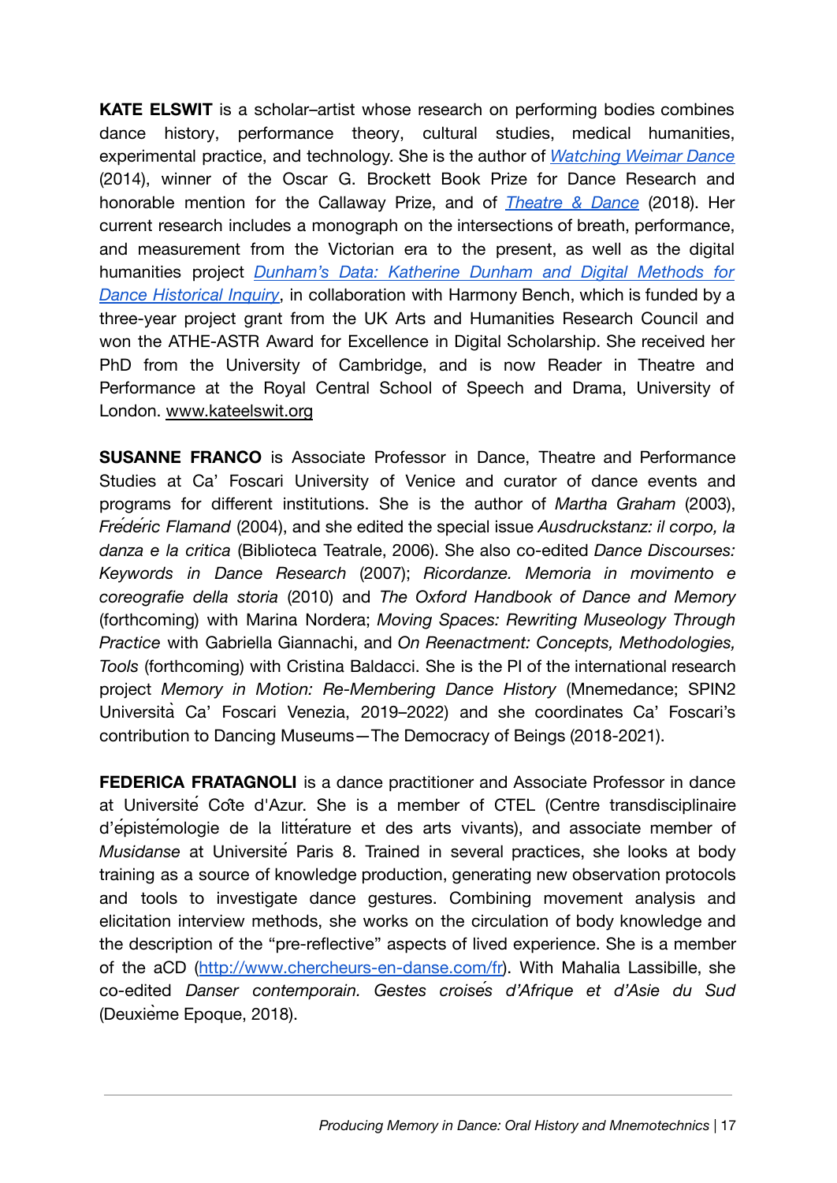**KATE ELSWIT** is a scholar–artist whose research on performing bodies combines dance history, performance theory, cultural studies, medical humanities, experimental practice, and technology. She is the author of [*Watching Weimar Dance*]() (2014), winner of the Oscar G. Brockett Book Prize for Dance Research and honorable mention for the Callaway Prize, and of [*Theatre & Dance*]() (2018). Her current research includes a monograph on the intersections of breath, performance, and measurement from the Victorian era to the present, as well as the digital humanities project [*Dunham's Data: Katherine Dunham and Digital Methods for Dance Historical Inquiry*](), in collaboration with Harmony Bench, which is funded by a three-year project grant from the UK Arts and Humanities Research Council and won the ATHE-ASTR Award for Excellence in Digital Scholarship. She received her PhD from the University of Cambridge, and is now Reader in Theatre and Performance at the Royal Central School of Speech and Drama, University of London. www.kateelswit.org

**SUSANNE FRANCO** is Associate Professor in Dance, Theatre and Performance Studies at Ca' Foscari University of Venice and curator of dance events and programs for different institutions. She is the author of *Martha Graham* (2003), *Frédéric Flamand* (2004), and she edited the special issue *Ausdruckstanz: il corpo, la danza e la critica* (Biblioteca Teatrale, 2006). She also co-edited *Dance Discourses: Keywords in Dance Research* (2007); *Ricordanze. Memoria in movimento e coreografie della storia* (2010) and *The Oxford Handbook of Dance and Memory* (forthcoming) with Marina Nordera; *Moving Spaces: Rewriting Museology Through Practice* with Gabriella Giannachi, and *On Reenactment: Concepts, Methodologies, Tools* (forthcoming) with Cristina Baldacci. She is the PI of the international research project *Memory in Motion: Re-Membering Dance History* (Mnemedance; SPIN2 Università Ca' Foscari Venezia, 2019–2022) and she coordinates Ca' Foscari's contribution to Dancing Museums—The Democracy of Beings (2018-2021).

**FEDERICA FRATAGNOLI** is a dance practitioner and Associate Professor in dance at Université Côte d'Azur. She is a member of CTEL (Centre transdisciplinaire d'épistémologie de la littérature et des arts vivants), and associate member of *Musidanse* at Université Paris 8. Trained in several practices, she looks at body training as a source of knowledge production, generating new observation protocols and tools to investigate dance gestures. Combining movement analysis and elicitation interview methods, she works on the circulation of body knowledge and the description of the "pre-reflective" aspects of lived experience. She is a member of the aCD (http://www.chercheurs-en-danse.com/fr). With Mahalia Lassibille, she co-edited *Danser contemporain. Gestes croisés d'Afrique et d'Asie du Sud* (Deuxième Epoque, 2018).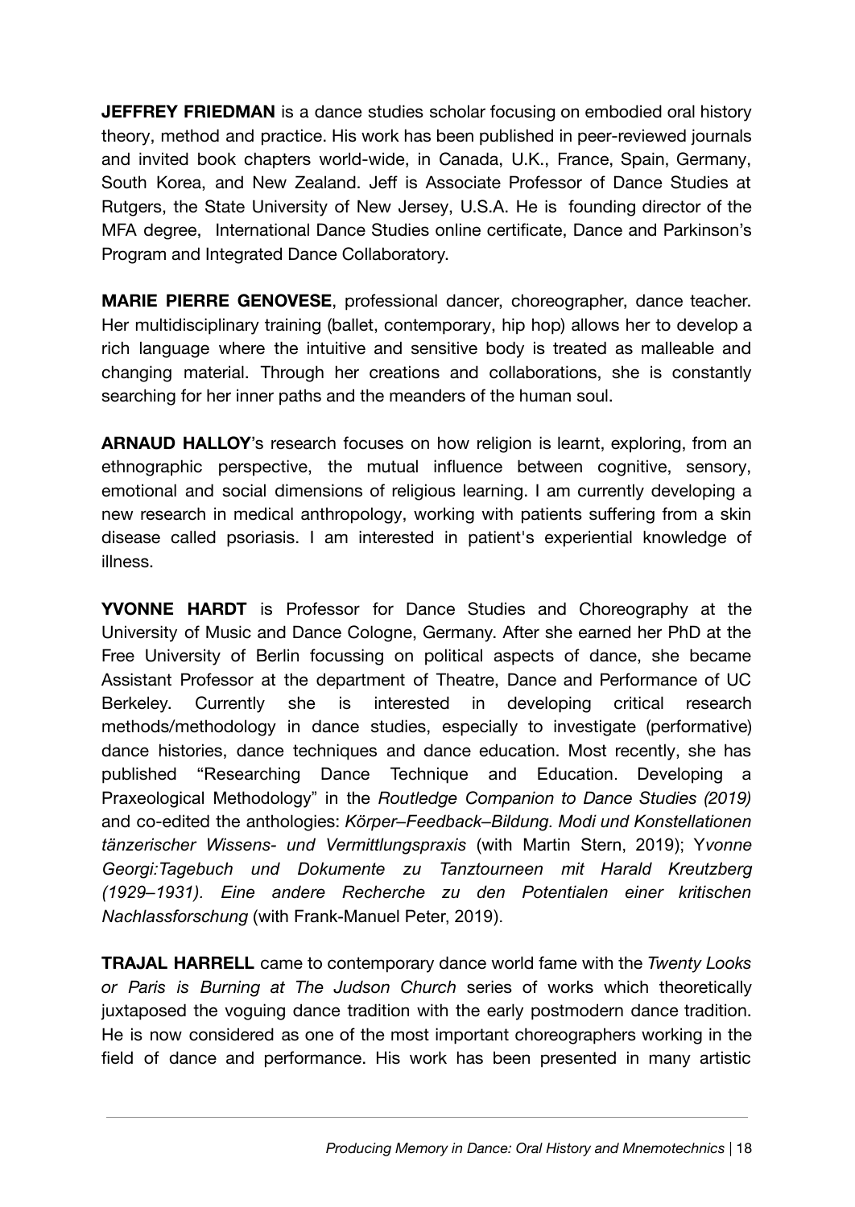**JEFFREY FRIEDMAN** is a dance studies scholar focusing on embodied oral history theory, method and practice. His work has been published in peer-reviewed journals and invited book chapters world-wide, in Canada, U.K., France, Spain, Germany, South Korea, and New Zealand. Jeff is Associate Professor of Dance Studies at Rutgers, the State University of New Jersey, U.S.A. He is founding director of the MFA degree, International Dance Studies online certificate, Dance and Parkinson's Program and Integrated Dance Collaboratory.

**MARIE PIERRE GENOVESE**, professional dancer, choreographer, dance teacher. Her multidisciplinary training (ballet, contemporary, hip hop) allows her to develop a rich language where the intuitive and sensitive body is treated as malleable and changing material. Through her creations and collaborations, she is constantly searching for her inner paths and the meanders of the human soul.

**ARNAUD HALLOY**'s research focuses on how religion is learnt, exploring, from an ethnographic perspective, the mutual influence between cognitive, sensory, emotional and social dimensions of religious learning. I am currently developing a new research in medical anthropology, working with patients suffering from a skin disease called psoriasis. I am interested in patient's experiential knowledge of illness.

**YVONNE HARDT** is Professor for Dance Studies and Choreography at the University of Music and Dance Cologne, Germany. After she earned her PhD at the Free University of Berlin focussing on political aspects of dance, she became Assistant Professor at the department of Theatre, Dance and Performance of UC Berkeley. Currently she is interested in developing critical research methods/methodology in dance studies, especially to investigate (performative) dance histories, dance techniques and dance education. Most recently, she has published "Researching Dance Technique and Education. Developing a Praxeological Methodology" in the *Routledge Companion to Dance Studies (2019)* and co-edited the anthologies: *Körper–Feedback–Bildung. Modi und Konstellationen tänzerischer Wissens- und Vermittlungspraxis* (with Martin Stern, 2019); Y*vonne Georgi:Tagebuch und Dokumente zu Tanztourneen mit Harald Kreutzberg (1929–1931). Eine andere Recherche zu den Potentialen einer kritischen Nachlassforschung* (with Frank-Manuel Peter, 2019).

**TRAJAL HARRELL** came to contemporary dance world fame with the *Twenty Looks or Paris is Burning at The Judson Church* series of works which theoretically juxtaposed the voguing dance tradition with the early postmodern dance tradition. He is now considered as one of the most important choreographers working in the field of dance and performance. His work has been presented in many artistic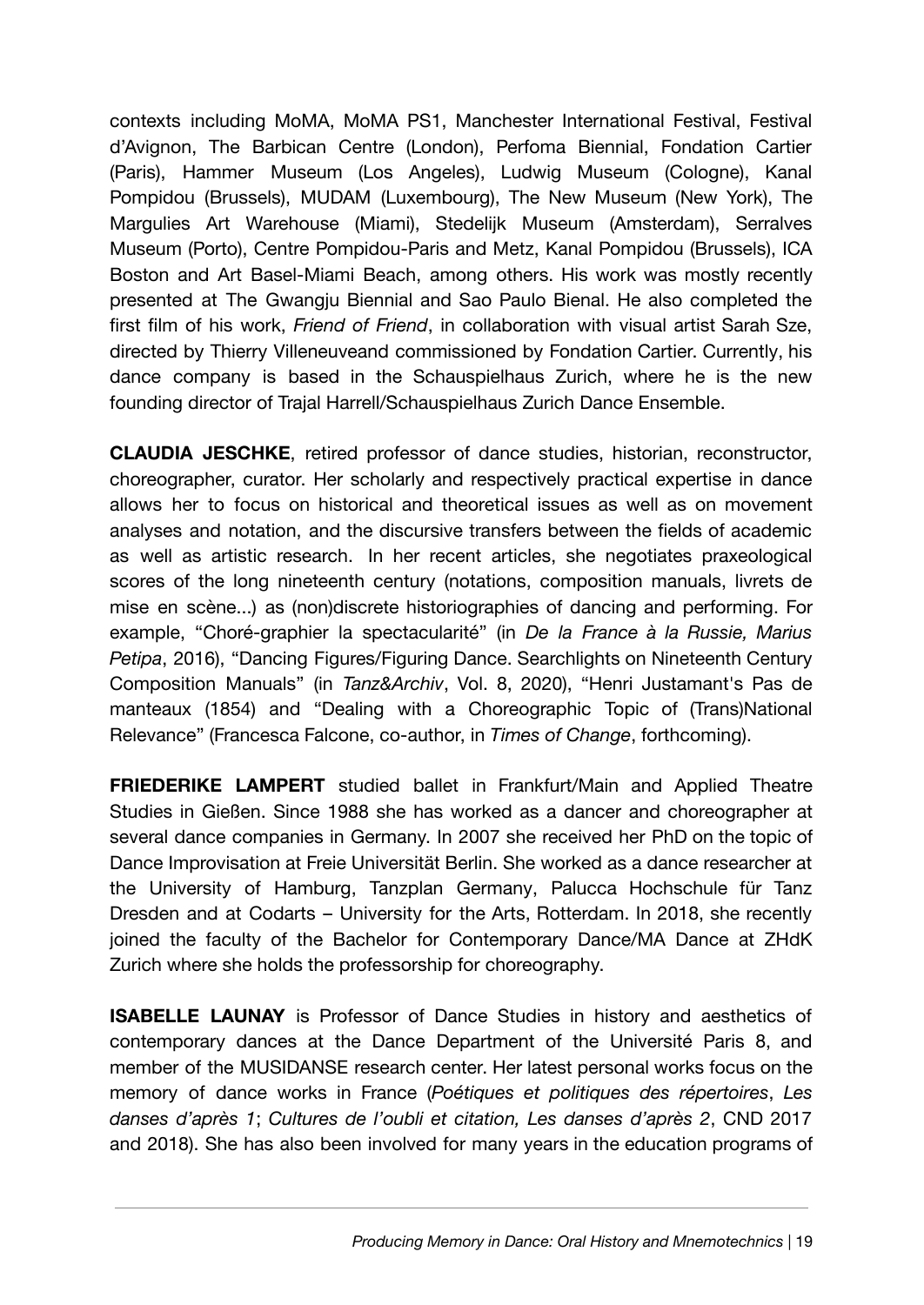contexts including MoMA, MoMA PS1, Manchester International Festival, Festival d'Avignon, The Barbican Centre (London), Perfoma Biennial, Fondation Cartier (Paris), Hammer Museum (Los Angeles), Ludwig Museum (Cologne), Kanal Pompidou (Brussels), MUDAM (Luxembourg), The New Museum (New York), The Margulies Art Warehouse (Miami), Stedelijk Museum (Amsterdam), Serralves Museum (Porto), Centre Pompidou-Paris and Metz, Kanal Pompidou (Brussels), ICA Boston and Art Basel-Miami Beach, among others. His work was mostly recently presented at The Gwangju Biennial and Sao Paulo Bienal. He also completed the first film of his work, *Friend of Friend*, in collaboration with visual artist Sarah Sze, directed by Thierry Villeneuveand commissioned by Fondation Cartier. Currently, his dance company is based in the Schauspielhaus Zurich, where he is the new founding director of Trajal Harrell/Schauspielhaus Zurich Dance Ensemble.

**CLAUDIA JESCHKE**, retired professor of dance studies, historian, reconstructor, choreographer, curator. Her scholarly and respectively practical expertise in dance allows her to focus on historical and theoretical issues as well as on movement analyses and notation, and the discursive transfers between the fields of academic as well as artistic research. In her recent articles, she negotiates praxeological scores of the long nineteenth century (notations, composition manuals, livrets de mise en scène...) as (non)discrete historiographies of dancing and performing. For example, "Choré-graphier la spectacularité" (in *De la France à la Russie, Marius Petipa*, 2016), "Dancing Figures/Figuring Dance. Searchlights on Nineteenth Century Composition Manuals" (in *Tanz&Archiv*, Vol. 8, 2020), "Henri Justamant's Pas de manteaux (1854) and "Dealing with a Choreographic Topic of (Trans)National Relevance" (Francesca Falcone, co-author, in *Times of Change*, forthcoming).

**FRIEDERIKE LAMPERT** studied ballet in Frankfurt/Main and Applied Theatre Studies in Gießen. Since 1988 she has worked as a dancer and choreographer at several dance companies in Germany. In 2007 she received her PhD on the topic of Dance Improvisation at Freie Universität Berlin. She worked as a dance researcher at the University of Hamburg, Tanzplan Germany, Palucca Hochschule für Tanz Dresden and at Codarts – University for the Arts, Rotterdam. In 2018, she recently joined the faculty of the Bachelor for Contemporary Dance/MA Dance at ZHdK Zurich where she holds the professorship for choreography.

**ISABELLE LAUNAY** is Professor of Dance Studies in history and aesthetics of contemporary dances at the Dance Department of the Université Paris 8, and member of the MUSIDANSE research center. Her latest personal works focus on the memory of dance works in France (*Poétiques et politiques des répertoires*, *Les danses d'après 1*; *Cultures de l'oubli et citation, Les danses d'après 2*, CND 2017 and 2018). She has also been involved for many years in the education programs of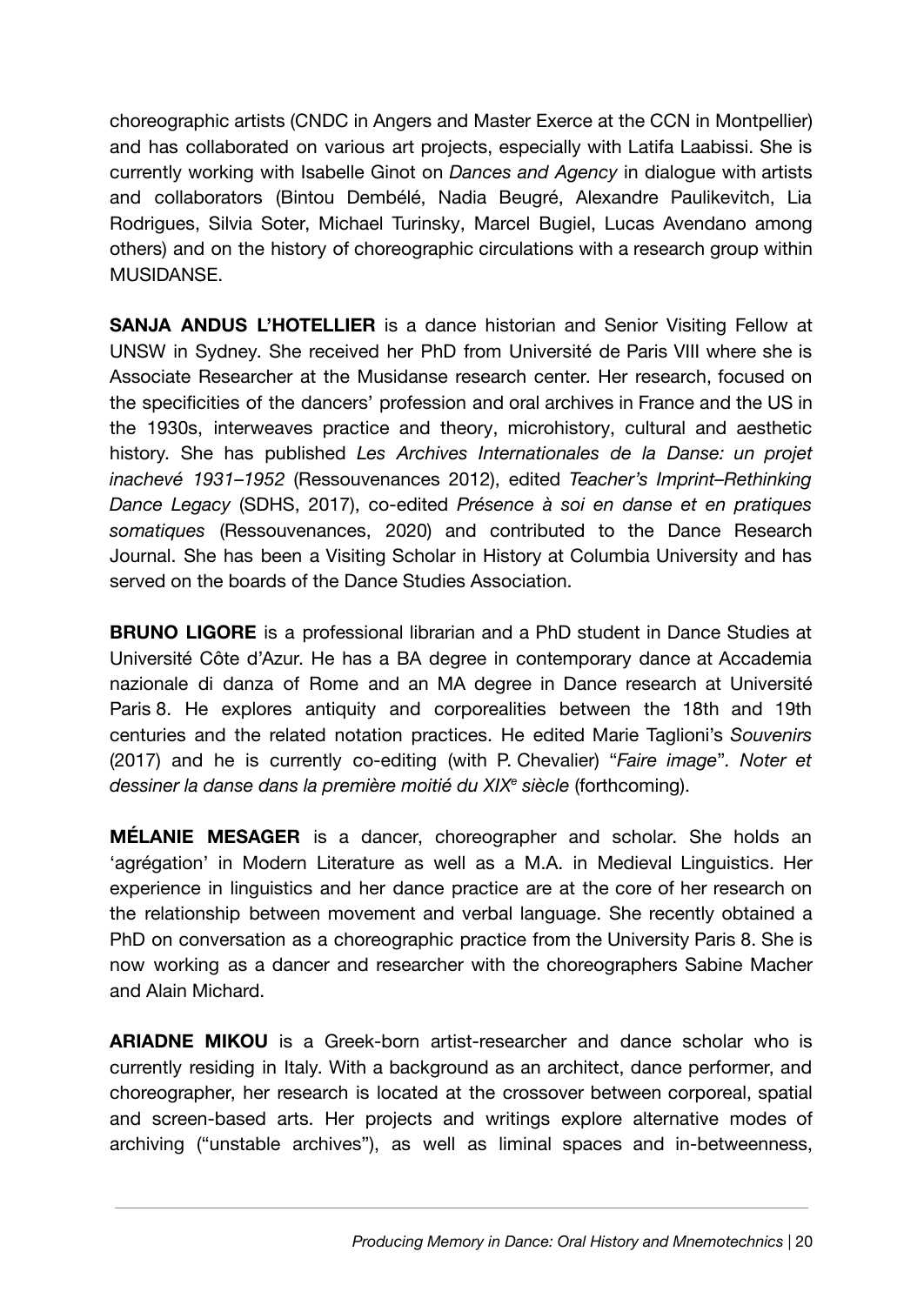choreographic artists (CNDC in Angers and Master Exerce at the CCN in Montpellier) and has collaborated on various art projects, especially with Latifa Laabissi. She is currently working with Isabelle Ginot on *Dances and Agency* in dialogue with artists and collaborators (Bintou Dembélé, Nadia Beugré, Alexandre Paulikevitch, Lia Rodrigues, Silvia Soter, Michael Turinsky, Marcel Bugiel, Lucas Avendano among others) and on the history of choreographic circulations with a research group within MUSIDANSE.

**SANJA ANDUS L'HOTELLIER** is a dance historian and Senior Visiting Fellow at UNSW in Sydney. She received her PhD from Université de Paris VIII where she is Associate Researcher at the Musidanse research center. Her research, focused on the specificities of the dancers' profession and oral archives in France and the US in the 1930s, interweaves practice and theory, microhistory, cultural and aesthetic history. She has published *Les Archives Internationales de la Danse: un projet inachevé 1931–1952* (Ressouvenances 2012), edited *Teacher's Imprint–Rethinking Dance Legacy* (SDHS, 2017), co-edited *Présence à soi en danse et en pratiques somatiques* (Ressouvenances, 2020) and contributed to the Dance Research Journal. She has been a Visiting Scholar in History at Columbia University and has served on the boards of the Dance Studies Association.

**BRUNO LIGORE** is a professional librarian and a PhD student in Dance Studies at Université Côte d'Azur. He has a BA degree in contemporary dance at Accademia nazionale di danza of Rome and an MA degree in Dance research at Université Paris 8. He explores antiquity and corporealities between the 18th and 19th centuries and the related notation practices. He edited Marie Taglioni's *Souvenirs* (2017) and he is currently co-editing (with P. Chevalier) "*Faire image*"*. Noter et dessiner la danse dans la première moitié du XIXe siècle* (forthcoming).

**MÉLANIE MESAGER** is a dancer, choreographer and scholar. She holds an 'agrégation' in Modern Literature as well as a M.A. in Medieval Linguistics. Her experience in linguistics and her dance practice are at the core of her research on the relationship between movement and verbal language. She recently obtained a PhD on conversation as a choreographic practice from the University Paris 8. She is now working as a dancer and researcher with the choreographers Sabine Macher and Alain Michard.

**ARIADNE MIKOU** is a Greek-born artist-researcher and dance scholar who is currently residing in Italy. With a background as an architect, dance performer, and choreographer, her research is located at the crossover between corporeal, spatial and screen-based arts. Her projects and writings explore alternative modes of archiving ("unstable archives"), as well as liminal spaces and in-betweenness,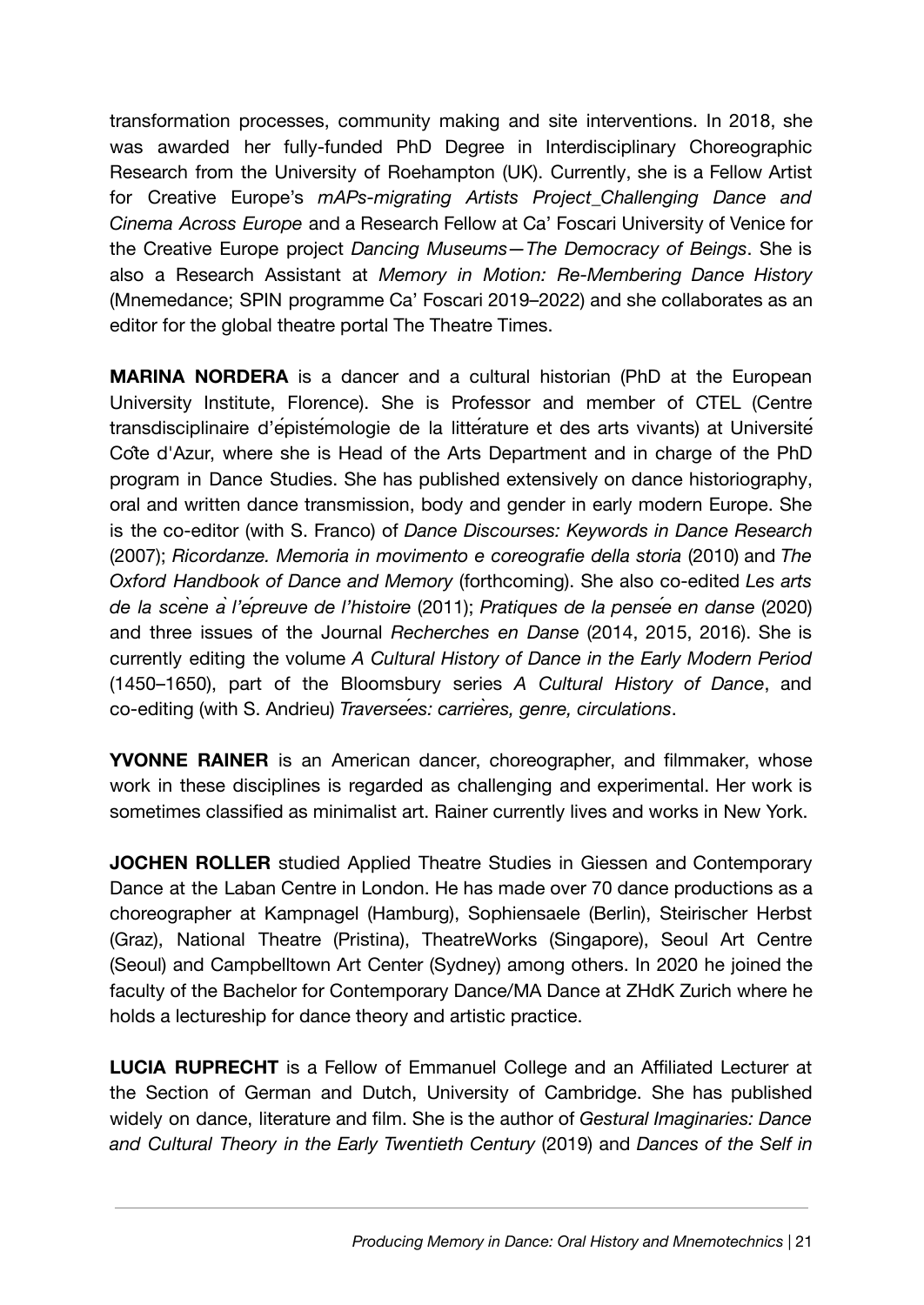transformation processes, community making and site interventions. In 2018, she was awarded her fully-funded PhD Degree in Interdisciplinary Choreographic Research from the University of Roehampton (UK). Currently, she is a Fellow Artist for Creative Europe's *mAPs-migrating Artists Project_Challenging Dance and Cinema Across Europe* and a Research Fellow at Ca' Foscari University of Venice for the Creative Europe project *Dancing Museums—The Democracy of Beings*. She is also a Research Assistant at *Memory in Motion: Re-Membering Dance History* (Mnemedance; SPIN programme Ca' Foscari 2019–2022) and she collaborates as an editor for the global theatre portal The Theatre Times.

**MARINA NORDERA** is a dancer and a cultural historian (PhD at the European University Institute, Florence). She is Professor and member of CTEL (Centre transdisciplinaire d'épistémologie de la littérature et des arts vivants) at Université Côte d'Azur, where she is Head of the Arts Department and in charge of the PhD program in Dance Studies. She has published extensively on dance historiography, oral and written dance transmission, body and gender in early modern Europe. She is the co-editor (with S. Franco) of *Dance Discourses: Keywords in Dance Research* (2007); *Ricordanze. Memoria in movimento e coreografie della storia* (2010) and *The Oxford Handbook of Dance and Memory* (forthcoming). She also co-edited *Les arts de la scène à l'épreuve de l'histoire* (2011); *Pratiques de la pensée en danse* (2020) and three issues of the Journal *Recherches en Danse* (2014, 2015, 2016). She is currently editing the volume *A Cultural History of Dance in the Early Modern Period* (1450–1650), part of the Bloomsbury series *A Cultural History of Dance*, and co-editing (with S. Andrieu) *Traversées: carrières, genre, circulations*.

**YVONNE RAINER** is an American dancer, choreographer, and filmmaker, whose work in these disciplines is regarded as challenging and experimental. Her work is sometimes classified as minimalist art. Rainer currently lives and works in New York.

**JOCHEN ROLLER** studied Applied Theatre Studies in Giessen and Contemporary Dance at the Laban Centre in London. He has made over 70 dance productions as a choreographer at Kampnagel (Hamburg), Sophiensaele (Berlin), Steirischer Herbst (Graz), National Theatre (Pristina), TheatreWorks (Singapore), Seoul Art Centre (Seoul) and Campbelltown Art Center (Sydney) among others. In 2020 he joined the faculty of the Bachelor for Contemporary Dance/MA Dance at ZHdK Zurich where he holds a lectureship for dance theory and artistic practice.

**LUCIA RUPRECHT** is a Fellow of Emmanuel College and an Affiliated Lecturer at the Section of German and Dutch, University of Cambridge. She has published widely on dance, literature and film. She is the author of *Gestural Imaginaries: Dance and Cultural Theory in the Early Twentieth Century* (2019) and *Dances of the Self in*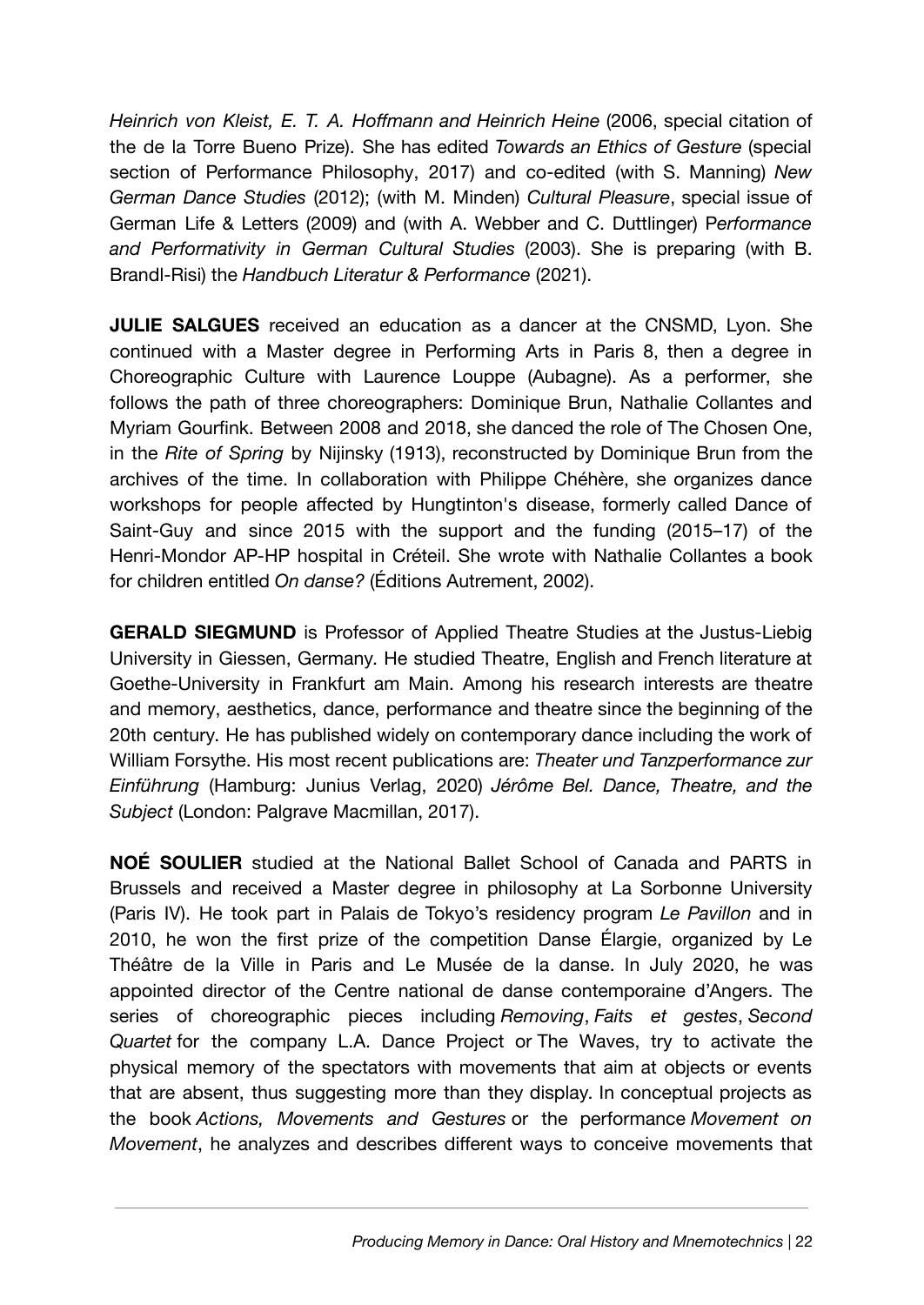*Heinrich von Kleist, E. T. A. Hoffmann and Heinrich Heine* (2006, special citation of the de la Torre Bueno Prize). She has edited *Towards an Ethics of Gesture* (special section of Performance Philosophy, 2017) and co-edited (with S. Manning) *New German Dance Studies* (2012); (with M. Minden) *Cultural Pleasure*, special issue of German Life & Letters (2009) and (with A. Webber and C. Duttlinger) P*erformance and Performativity in German Cultural Studies* (2003). She is preparing (with B. Brandl-Risi) the *Handbuch Literatur & Performance* (2021).

**JULIE SALGUES** received an education as a dancer at the CNSMD, Lyon. She continued with a Master degree in Performing Arts in Paris 8, then a degree in Choreographic Culture with Laurence Louppe (Aubagne). As a performer, she follows the path of three choreographers: Dominique Brun, Nathalie Collantes and Myriam Gourfink. Between 2008 and 2018, she danced the role of The Chosen One, in the *Rite of Spring* by Nijinsky (1913), reconstructed by Dominique Brun from the archives of the time. In collaboration with Philippe Chéhère, she organizes dance workshops for people affected by Hungtinton's disease, formerly called Dance of Saint-Guy and since 2015 with the support and the funding (2015–17) of the Henri-Mondor AP-HP hospital in Créteil. She wrote with Nathalie Collantes a book for children entitled *On danse?* (Éditions Autrement, 2002).

**GERALD SIEGMUND** is Professor of Applied Theatre Studies at the Justus-Liebig University in Giessen, Germany. He studied Theatre, English and French literature at Goethe-University in Frankfurt am Main. Among his research interests are theatre and memory, aesthetics, dance, performance and theatre since the beginning of the 20th century. He has published widely on contemporary dance including the work of William Forsythe. His most recent publications are: *Theater und Tanzperformance zur Einführung* (Hamburg: Junius Verlag, 2020) *Jérôme Bel. Dance, Theatre, and the Subject* (London: Palgrave Macmillan, 2017).

**NOÉ SOULIER** studied at the National Ballet School of Canada and PARTS in Brussels and received a Master degree in philosophy at La Sorbonne University (Paris IV). He took part in Palais de Tokyo's residency program *Le Pavillon* and in 2010, he won the first prize of the competition Danse Élargie, organized by Le Théâtre de la Ville in Paris and Le Musée de la danse. In July 2020, he was appointed director of the Centre national de danse contemporaine d'Angers. The series of choreographic pieces including *Removing*, *Faits et gestes*, *Second Quartet* for the company L.A. Dance Project or The Waves, try to activate the physical memory of the spectators with movements that aim at objects or events that are absent, thus suggesting more than they display. In conceptual projects as the book *Actions, Movements and Gestures* or the performance *Movement on Movement*, he analyzes and describes different ways to conceive movements that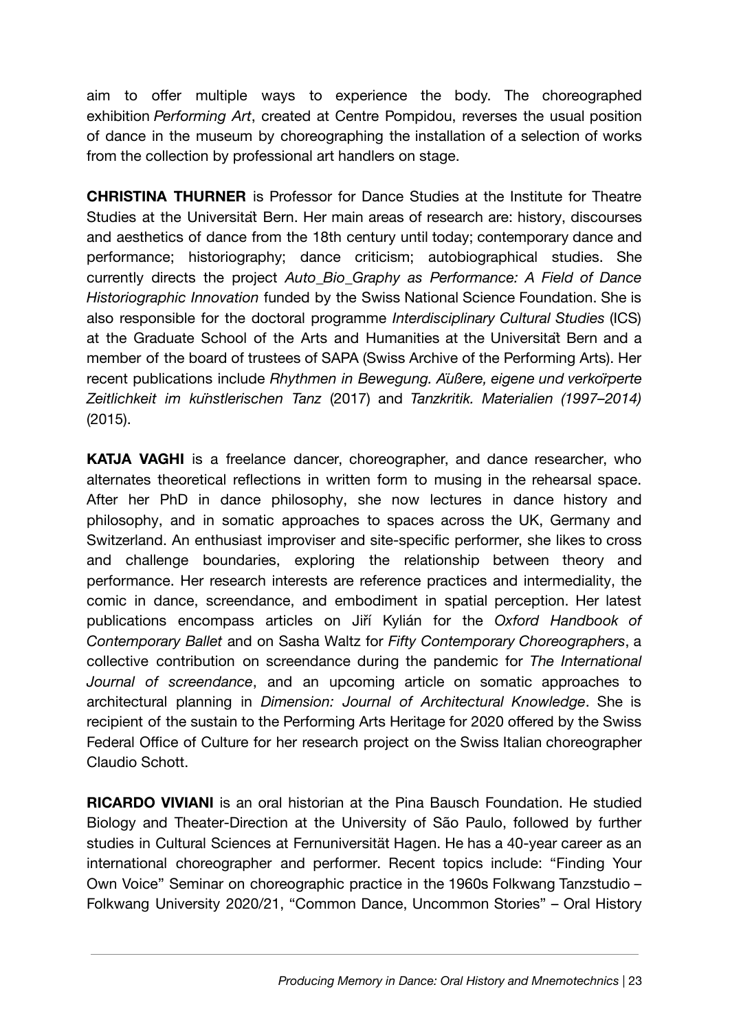aim to offer multiple ways to experience the body. The choreographed exhibition *Performing Art*, created at Centre Pompidou, reverses the usual position of dance in the museum by choreographing the installation of a selection of works from the collection by professional art handlers on stage.

**CHRISTINA THURNER** is Professor for Dance Studies at the Institute for Theatre Studies at the Universität Bern. Her main areas of research are: history, discourses and aesthetics of dance from the 18th century until today; contemporary dance and performance; historiography; dance criticism; autobiographical studies. She currently directs the project *Auto_Bio_Graphy as Performance: A Field of Dance Historiographic Innovation* funded by the Swiss National Science Foundation. She is also responsible for the doctoral programme *Interdisciplinary Cultural Studies* (ICS) at the Graduate School of the Arts and Humanities at the Universität Bern and a member of the board of trustees of SAPA (Swiss Archive of the Performing Arts). Her recent publications include *Rhythmen in Bewegung. Äußere, eigene und verkörperte Zeitlichkeit im künstlerischen Tanz* (2017) and *Tanzkritik. Materialien (1997–2014)* (2015).

**KATJA VAGHI** is a freelance dancer, choreographer, and dance researcher, who alternates theoretical reflections in written form to musing in the rehearsal space. After her PhD in dance philosophy, she now lectures in dance history and philosophy, and in somatic approaches to spaces across the UK, Germany and Switzerland. An enthusiast improviser and site-specific performer, she likes to cross and challenge boundaries, exploring the relationship between theory and performance. Her research interests are reference practices and intermediality, the comic in dance, screendance, and embodiment in spatial perception. Her latest publications encompass articles on Jiří Kylián for the *Oxford Handbook of Contemporary Ballet* and on Sasha Waltz for *Fifty Contemporary Choreographers*, a collective contribution on screendance during the pandemic for *The International Journal of screendance*, and an upcoming article on somatic approaches to architectural planning in *Dimension: Journal of Architectural Knowledge*. She is recipient of the sustain to the Performing Arts Heritage for 2020 offered by the Swiss Federal Office of Culture for her research project on the Swiss Italian choreographer Claudio Schott.

**RICARDO VIVIANI** is an oral historian at the Pina Bausch Foundation. He studied Biology and Theater-Direction at the University of São Paulo, followed by further studies in Cultural Sciences at Fernuniversität Hagen. He has a 40-year career as an international choreographer and performer. Recent topics include: "Finding Your Own Voice" Seminar on choreographic practice in the 1960s Folkwang Tanzstudio – Folkwang University 2020/21, "Common Dance, Uncommon Stories" – Oral History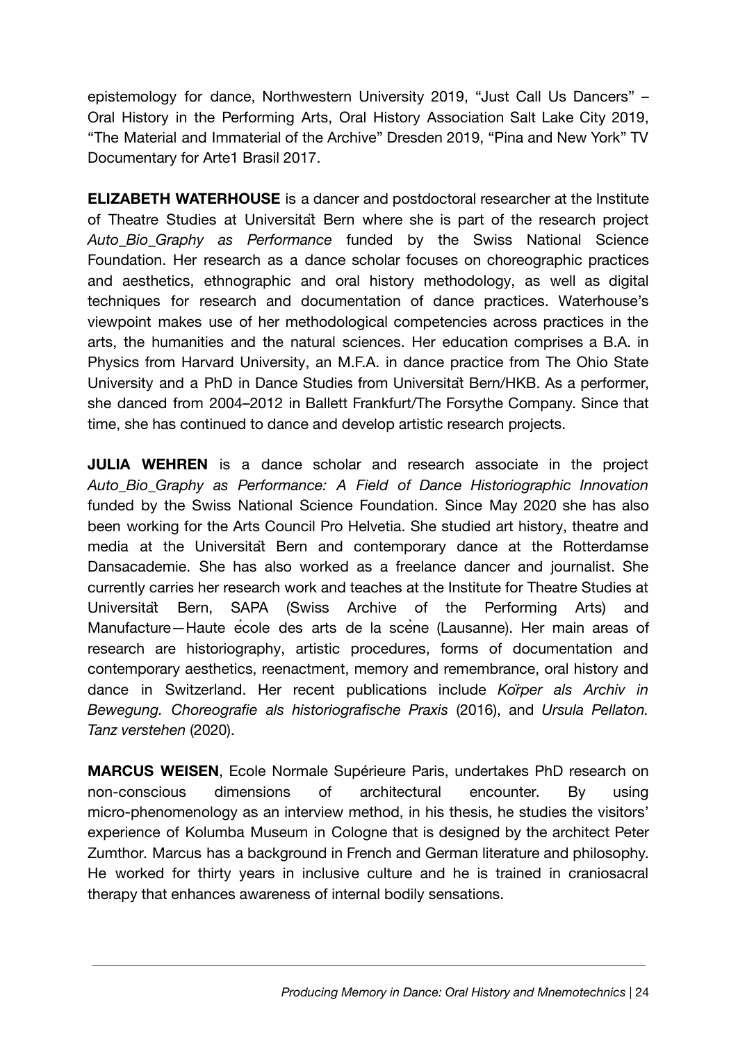epistemology for dance, Northwestern University 2019, "Just Call Us Dancers" – Oral History in the Performing Arts, Oral History Association Salt Lake City 2019, "The Material and Immaterial of the Archive" Dresden 2019, "Pina and New York" TV Documentary for Arte1 Brasil 2017.

**ELIZABETH WATERHOUSE** is a dancer and postdoctoral researcher at the Institute of Theatre Studies at Universität Bern where she is part of the research project *Auto_Bio_Graphy as Performance* funded by the Swiss National Science Foundation. Her research as a dance scholar focuses on choreographic practices and aesthetics, ethnographic and oral history methodology, as well as digital techniques for research and documentation of dance practices. Waterhouse's viewpoint makes use of her methodological competencies across practices in the arts, the humanities and the natural sciences. Her education comprises a B.A. in Physics from Harvard University, an M.F.A. in dance practice from The Ohio State University and a PhD in Dance Studies from Universität Bern/HKB. As a performer, she danced from 2004–2012 in Ballett Frankfurt/The Forsythe Company. Since that time, she has continued to dance and develop artistic research projects.

**JULIA WEHREN** is a dance scholar and research associate in the project *Auto_Bio_Graphy as Performance: A Field of Dance Historiographic Innovation* funded by the Swiss National Science Foundation. Since May 2020 she has also been working for the Arts Council Pro Helvetia. She studied art history, theatre and media at the Universität Bern and contemporary dance at the Rotterdamse Dansacademie. She has also worked as a freelance dancer and journalist. She currently carries her research work and teaches at the Institute for Theatre Studies at Universität Bern, SAPA (Swiss Archive of the Performing Arts) and Manufacture—Haute école des arts de la scène (Lausanne). Her main areas of research are historiography, artistic procedures, forms of documentation and contemporary aesthetics, reenactment, memory and remembrance, oral history and dance in Switzerland. Her recent publications include *Körper als Archiv in Bewegung. Choreografie als historiografische Praxis* (2016), and *Ursula Pellaton. Tanz verstehen* (2020).

**MARCUS WEISEN**, Ecole Normale Supérieure Paris, undertakes PhD research on non-conscious dimensions of architectural encounter. By using micro-phenomenology as an interview method, in his thesis, he studies the visitors' experience of Kolumba Museum in Cologne that is designed by the architect Peter Zumthor. Marcus has a background in French and German literature and philosophy. He worked for thirty years in inclusive culture and he is trained in craniosacral therapy that enhances awareness of internal bodily sensations.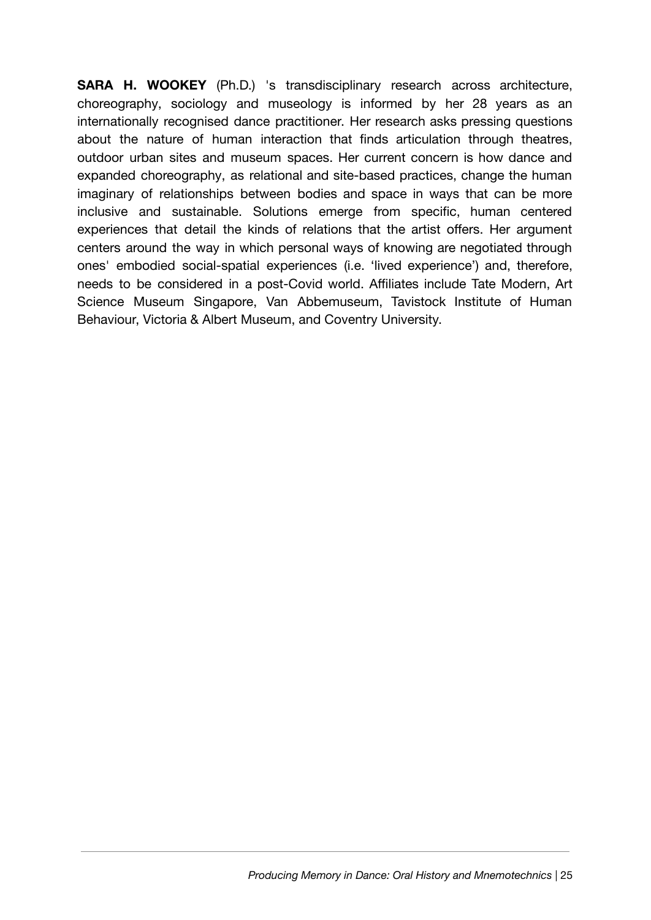**SARA H. WOOKEY** (Ph.D.) 's transdisciplinary research across architecture, choreography, sociology and museology is informed by her 28 years as an internationally recognised dance practitioner. Her research asks pressing questions about the nature of human interaction that finds articulation through theatres, outdoor urban sites and museum spaces. Her current concern is how dance and expanded choreography, as relational and site-based practices, change the human imaginary of relationships between bodies and space in ways that can be more inclusive and sustainable. Solutions emerge from specific, human centered experiences that detail the kinds of relations that the artist offers. Her argument centers around the way in which personal ways of knowing are negotiated through ones' embodied social-spatial experiences (i.e. 'lived experience') and, therefore, needs to be considered in a post-Covid world. Affiliates include Tate Modern, Art Science Museum Singapore, Van Abbemuseum, Tavistock Institute of Human Behaviour, Victoria & Albert Museum, and Coventry University.